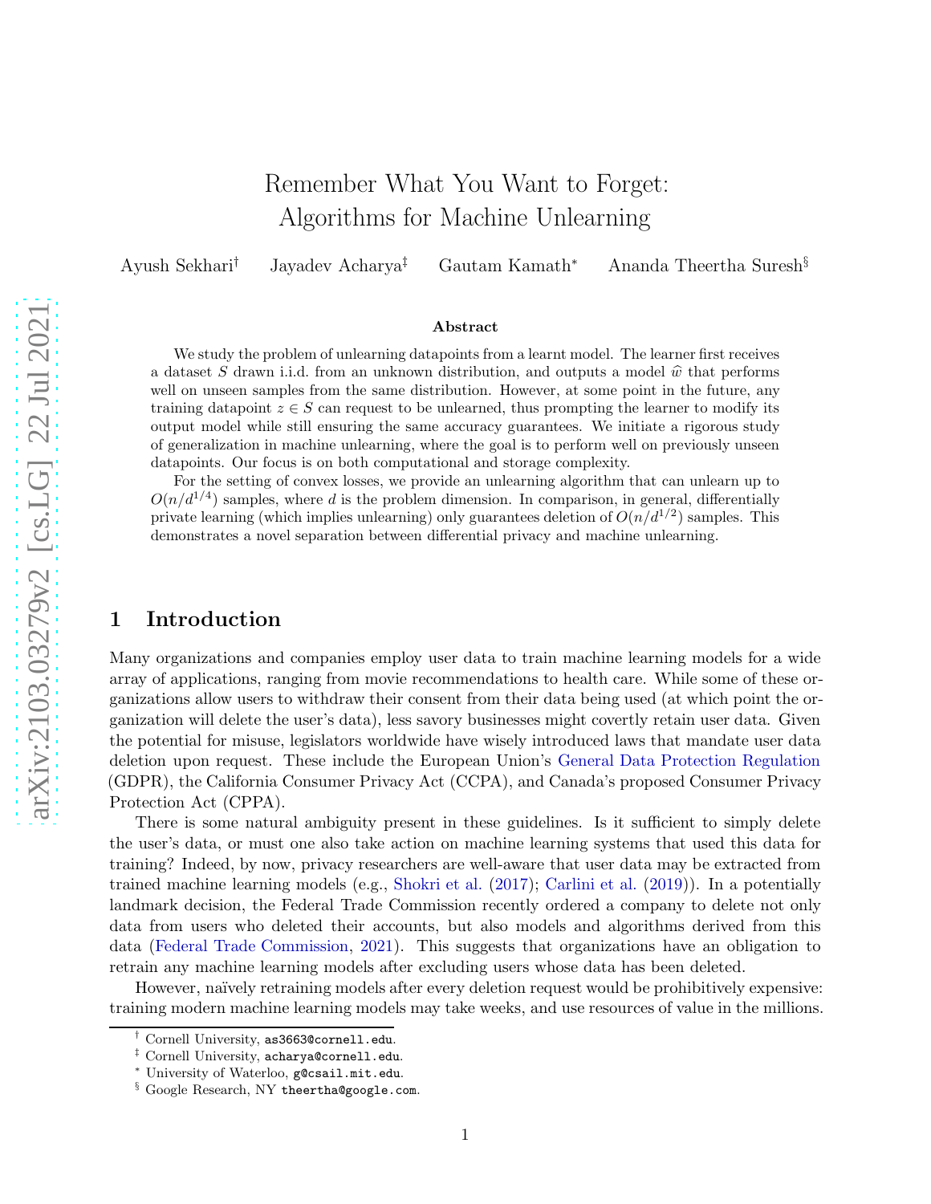# Remember What You Want to Forget: Algorithms for Machine Unlearning

Ayush Sekhari[†] Jayadev Acharya[‡] Gautam Kamath[*] Ananda Theertha Suresh[§]

### Abstract

We study the problem of unlearning datapoints from a learnt model. The learner first receives a dataset $S$ drawn i.i.d. from an unknown distribution, and outputs a model $\widehat{w}$ that performs well on unseen samples from the same distribution. However, at some point in the future, any training datapoint $z \in S$ can request to be unlearned, thus prompting the learner to modify its output model while still ensuring the same accuracy guarantees. We initiate a rigorous study of generalization in machine unlearning, where the goal is to perform well on previously unseen datapoints. Our focus is on both computational and storage complexity.

For the setting of convex losses, we provide an unlearning algorithm that can unlearn up to $O(n/d^{1/4})$ samples, where $d$ is the problem dimension. In comparison, in general, differentially private learning (which implies unlearning) only guarantees deletion of $O(n/d^{1/2})$ samples. This demonstrates a novel separation between differential privacy and machine unlearning.

## 1 Introduction

Many organizations and companies employ user data to train machine learning models for a wide array of applications, ranging from movie recommendations to health care. While some of these organizations allow users to withdraw their consent from their data being used (at which point the organization will delete the user's data), less savory businesses might covertly retain user data. Given the potential for misuse, legislators worldwide have wisely introduced laws that mandate user data deletion upon request. These include the European Union's General Data Protection Regulation (GDPR), the California Consumer Privacy Act (CCPA), and Canada's proposed Consumer Privacy Protection Act (CPPA).

There is some natural ambiguity present in these guidelines. Is it sufficient to simply delete the user's data, or must one also take action on machine learning systems that used this data for training? Indeed, by now, privacy researchers are well-aware that user data may be extracted from trained machine learning models (e.g., Shokri et al. (2017); Carlini et al. (2019)). In a potentially landmark decision, the Federal Trade Commission recently ordered a company to delete not only data from users who deleted their accounts, but also models and algorithms derived from this data (Federal Trade Commission, 2021). This suggests that organizations have an obligation to retrain any machine learning models after excluding users whose data has been deleted.

However, naïvely retraining models after every deletion request would be prohibitively expensive: training modern machine learning models may take weeks, and use resources of value in the millions.

---

[†] Cornell University, as3663@cornell.edu.

[‡] Cornell University, acharya@cornell.edu.

[*] University of Waterloo, g@csail.mit.edu.

[§] Google Research, NY theertha@google.com.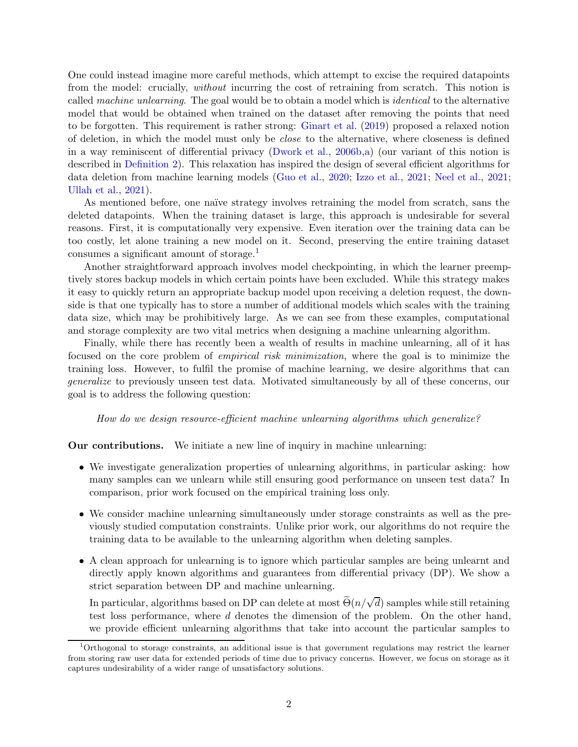One could instead imagine more careful methods, which attempt to excise the required datapoints from the model: crucially, *without* incurring the cost of retraining from scratch. This notion is called *machine unlearning*. The goal would be to obtain a model which is *identical* to the alternative model that would be obtained when trained on the dataset after removing the points that need to be forgotten. This requirement is rather strong: Ginart et al. (2019) proposed a relaxed notion of deletion, in which the model must only be *close* to the alternative, where closeness is defined in a way reminiscent of differential privacy (Dwork et al., 2006b,a) (our variant of this notion is described in Definition 2). This relaxation has inspired the design of several efficient algorithms for data deletion from machine learning models (Guo et al., 2020; Izzo et al., 2021; Neel et al., 2021; Ullah et al., 2021).

As mentioned before, one naïve strategy involves retraining the model from scratch, sans the deleted datapoints. When the training dataset is large, this approach is undesirable for several reasons. First, it is computationally very expensive. Even iteration over the training data can be too costly, let alone training a new model on it. Second, preserving the entire training dataset consumes a significant amount of storage.[1]

Another straightforward approach involves model checkpointing, in which the learner preemptively stores backup models in which certain points have been excluded. While this strategy makes it easy to quickly return an appropriate backup model upon receiving a deletion request, the downside is that one typically has to store a number of additional models which scales with the training data size, which may be prohibitively large. As we can see from these examples, computational and storage complexity are two vital metrics when designing a machine unlearning algorithm.

Finally, while there has recently been a wealth of results in machine unlearning, all of it has focused on the core problem of *empirical risk minimization*, where the goal is to minimize the training loss. However, to fulfil the promise of machine learning, we desire algorithms that can *generalize* to previously unseen test data. Motivated simultaneously by all of these concerns, our goal is to address the following question:

*How do we design resource-efficient machine unlearning algorithms which generalize?*

**Our contributions.** We initiate a new line of inquiry in machine unlearning:

- We investigate generalization properties of unlearning algorithms, in particular asking: how many samples can we unlearn while still ensuring good performance on unseen test data? In comparison, prior work focused on the empirical training loss only.
- We consider machine unlearning simultaneously under storage constraints as well as the previously studied computation constraints. Unlike prior work, our algorithms do not require the training data to be available to the unlearning algorithm when deleting samples.
- A clean approach for unlearning is to ignore which particular samples are being unlearnt and directly apply known algorithms and guarantees from differential privacy (DP). We show a strict separation between DP and machine unlearning.

  In particular, algorithms based on DP can delete at most $\widetilde{\Theta}(n/\sqrt{d})$ samples while still retaining test loss performance, where $d$ denotes the dimension of the problem. On the other hand, we provide efficient unlearning algorithms that take into account the particular samples to

[1] Orthogonal to storage constraints, an additional issue is that government regulations may restrict the learner from storing raw user data for extended periods of time due to privacy concerns. However, we focus on storage as it captures undesirability of a wider range of unsatisfactory solutions.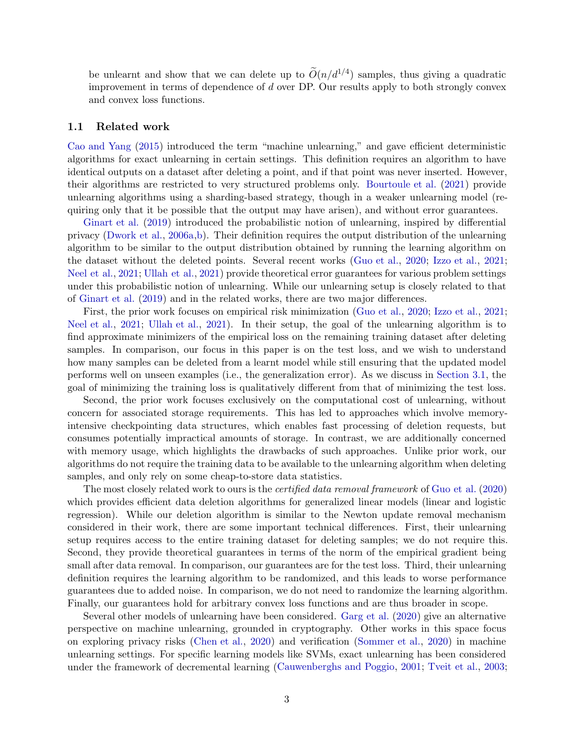be unlearnt and show that we can delete up to $\widetilde{O}(n/d^{1/4})$ samples, thus giving a quadratic improvement in terms of dependence of $d$ over DP. Our results apply to both strongly convex and convex loss functions.

### 1.1 Related work

Cao and Yang (2015) introduced the term "machine unlearning," and gave efficient deterministic algorithms for exact unlearning in certain settings. This definition requires an algorithm to have identical outputs on a dataset after deleting a point, and if that point was never inserted. However, their algorithms are restricted to very structured problems only. Bourtoule et al. (2021) provide unlearning algorithms using a sharding-based strategy, though in a weaker unlearning model (requiring only that it be possible that the output may have arisen), and without error guarantees.

Ginart et al. (2019) introduced the probabilistic notion of unlearning, inspired by differential privacy (Dwork et al., 2006a,b). Their definition requires the output distribution of the unlearning algorithm to be similar to the output distribution obtained by running the learning algorithm on the dataset without the deleted points. Several recent works (Guo et al., 2020; Izzo et al., 2021; Neel et al., 2021; Ullah et al., 2021) provide theoretical error guarantees for various problem settings under this probabilistic notion of unlearning. While our unlearning setup is closely related to that of Ginart et al. (2019) and in the related works, there are two major differences.

First, the prior work focuses on empirical risk minimization (Guo et al., 2020; Izzo et al., 2021; Neel et al., 2021; Ullah et al., 2021). In their setup, the goal of the unlearning algorithm is to find approximate minimizers of the empirical loss on the remaining training dataset after deleting samples. In comparison, our focus in this paper is on the test loss, and we wish to understand how many samples can be deleted from a learnt model while still ensuring that the updated model performs well on unseen examples (i.e., the generalization error). As we discuss in Section 3.1, the goal of minimizing the training loss is qualitatively different from that of minimizing the test loss.

Second, the prior work focuses exclusively on the computational cost of unlearning, without concern for associated storage requirements. This has led to approaches which involve memory-intensive checkpointing data structures, which enables fast processing of deletion requests, but consumes potentially impractical amounts of storage. In contrast, we are additionally concerned with memory usage, which highlights the drawbacks of such approaches. Unlike prior work, our algorithms do not require the training data to be available to the unlearning algorithm when deleting samples, and only rely on some cheap-to-store data statistics.

The most closely related work to ours is the *certified data removal framework* of Guo et al. (2020) which provides efficient data deletion algorithms for generalized linear models (linear and logistic regression). While our deletion algorithm is similar to the Newton update removal mechanism considered in their work, there are some important technical differences. First, their unlearning setup requires access to the entire training dataset for deleting samples; we do not require this. Second, they provide theoretical guarantees in terms of the norm of the empirical gradient being small after data removal. In comparison, our guarantees are for the test loss. Third, their unlearning definition requires the learning algorithm to be randomized, and this leads to worse performance guarantees due to added noise. In comparison, we do not need to randomize the learning algorithm. Finally, our guarantees hold for arbitrary convex loss functions and are thus broader in scope.

Several other models of unlearning have been considered. Garg et al. (2020) give an alternative perspective on machine unlearning, grounded in cryptography. Other works in this space focus on exploring privacy risks (Chen et al., 2020) and verification (Sommer et al., 2020) in machine unlearning settings. For specific learning models like SVMs, exact unlearning has been considered under the framework of decremental learning (Cauwenberghs and Poggio, 2001; Tveit et al., 2003;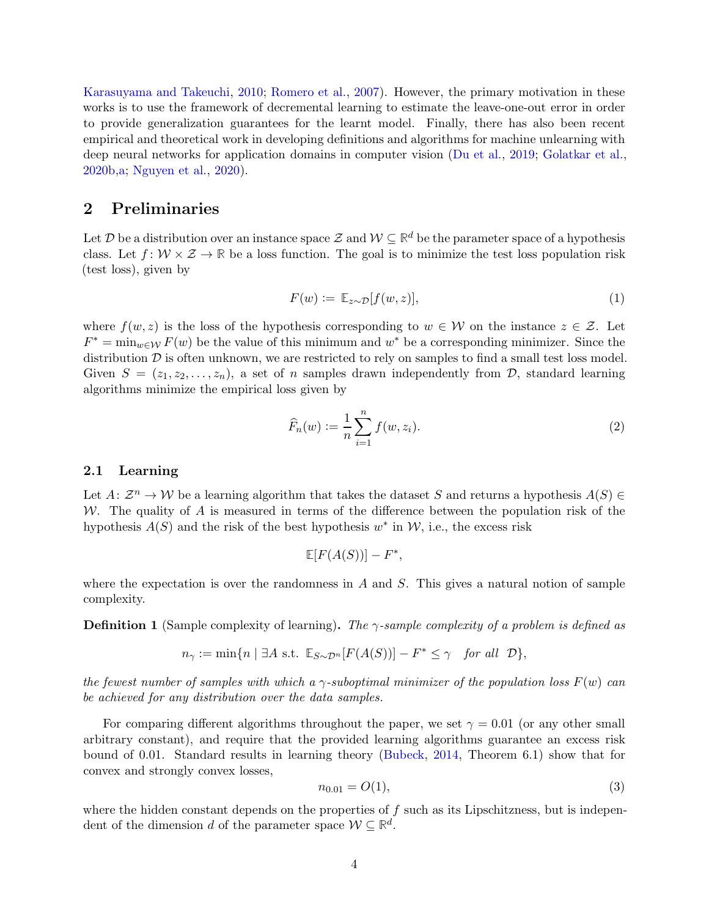Karasuyama and Takeuchi, 2010; Romero et al., 2007). However, the primary motivation in these works is to use the framework of decremental learning to estimate the leave-one-out error in order to provide generalization guarantees for the learnt model. Finally, there has also been recent empirical and theoretical work in developing definitions and algorithms for machine unlearning with deep neural networks for application domains in computer vision (Du et al., 2019; Golatkar et al., 2020b,a; Nguyen et al., 2020).

## 2 Preliminaries

Let $\mathcal{D}$ be a distribution over an instance space $\mathcal{Z}$ and $\mathcal{W} \subseteq \mathbb{R}^d$ be the parameter space of a hypothesis class. Let $f \colon \mathcal{W} \times \mathcal{Z} \to \mathbb{R}$ be a loss function. The goal is to minimize the test loss population risk (test loss), given by

$$F(w) := \mathbb{E}_{z \sim \mathcal{D}}[f(w, z)], \tag{1}$$

where $f(w, z)$ is the loss of the hypothesis corresponding to $w \in \mathcal{W}$ on the instance $z \in \mathcal{Z}$. Let $F^* = \min_{w \in \mathcal{W}} F(w)$ be the value of this minimum and $w^*$ be a corresponding minimizer. Since the distribution $\mathcal{D}$ is often unknown, we are restricted to rely on samples to find a small test loss model. Given $S = (z_1, z_2, \ldots, z_n)$, a set of $n$ samples drawn independently from $\mathcal{D}$, standard learning algorithms minimize the empirical loss given by

$$\widehat{F}_n(w) := \frac{1}{n} \sum_{i=1}^{n} f(w, z_i). \tag{2}$$

### 2.1 Learning

Let $A \colon \mathcal{Z}^n \to \mathcal{W}$ be a learning algorithm that takes the dataset $S$ and returns a hypothesis $A(S) \in \mathcal{W}$. The quality of $A$ is measured in terms of the difference between the population risk of the hypothesis $A(S)$ and the risk of the best hypothesis $w^*$ in $\mathcal{W}$, i.e., the excess risk

$$\mathbb{E}[F(A(S))] - F^*,$$

where the expectation is over the randomness in $A$ and $S$. This gives a natural notion of sample complexity.

**Definition 1** (Sample complexity of learning)**.** *The $\gamma$-sample complexity of a problem is defined as*

$$n_\gamma := \min\{n \mid \exists A \text{ s.t. } \mathbb{E}_{S \sim \mathcal{D}^n}[F(A(S))] - F^* \leq \gamma \quad \textit{for all } \; \mathcal{D}\},$$

*the fewest number of samples with which a $\gamma$-suboptimal minimizer of the population loss $F(w)$ can be achieved for any distribution over the data samples.*

For comparing different algorithms throughout the paper, we set $\gamma = 0.01$ (or any other small arbitrary constant), and require that the provided learning algorithms guarantee an excess risk bound of 0.01. Standard results in learning theory (Bubeck, 2014, Theorem 6.1) show that for convex and strongly convex losses,

$$n_{0.01} = O(1), \tag{3}$$

where the hidden constant depends on the properties of $f$ such as its Lipschitzness, but is independent of the dimension $d$ of the parameter space $\mathcal{W} \subseteq \mathbb{R}^d$.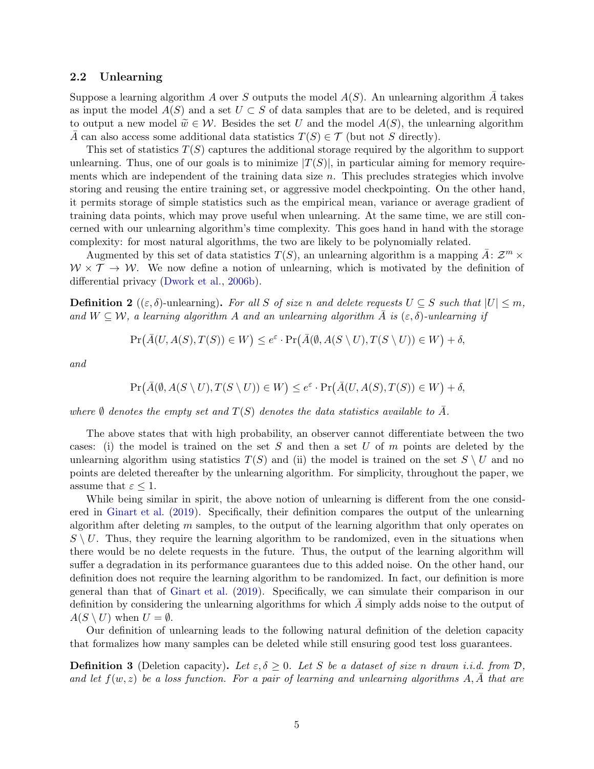### 2.2 Unlearning

Suppose a learning algorithm $A$ over $S$ outputs the model $A(S)$. An unlearning algorithm $\bar{A}$ takes as input the model $A(S)$ and a set $U \subset S$ of data samples that are to be deleted, and is required to output a new model $\widetilde{w} \in \mathcal{W}$. Besides the set $U$ and the model $A(S)$, the unlearning algorithm $\bar{A}$ can also access some additional data statistics $T(S) \in \mathcal{T}$ (but not $S$ directly).

This set of statistics $T(S)$ captures the additional storage required by the algorithm to support unlearning. Thus, one of our goals is to minimize $|T(S)|$, in particular aiming for memory requirements which are independent of the training data size $n$. This precludes strategies which involve storing and reusing the entire training set, or aggressive model checkpointing. On the other hand, it permits storage of simple statistics such as the empirical mean, variance or average gradient of training data points, which may prove useful when unlearning. At the same time, we are still concerned with our unlearning algorithm's time complexity. This goes hand in hand with the storage complexity: for most natural algorithms, the two are likely to be polynomially related.

Augmented by this set of data statistics $T(S)$, an unlearning algorithm is a mapping $\bar{A} \colon \mathcal{Z}^m \times \mathcal{W} \times \mathcal{T} \to \mathcal{W}$. We now define a notion of unlearning, which is motivated by the definition of differential privacy (Dwork et al., 2006b).

**Definition 2** (($\varepsilon, \delta$)-unlearning)**.** *For all $S$ of size $n$ and delete requests $U \subseteq S$ such that $|U| \leq m$, and $W \subseteq \mathcal{W}$, a learning algorithm $A$ and an unlearning algorithm $\bar{A}$ is $(\varepsilon, \delta)$-unlearning if*

$$\Pr\big(\bar{A}(U, A(S), T(S)) \in W\big) \leq e^{\varepsilon} \cdot \Pr\big(\bar{A}(\emptyset, A(S \setminus U), T(S \setminus U)) \in W\big) + \delta,$$

*and*

$$\Pr\big(\bar{A}(\emptyset, A(S \setminus U), T(S \setminus U)) \in W\big) \leq e^{\varepsilon} \cdot \Pr\big(\bar{A}(U, A(S), T(S)) \in W\big) + \delta,$$

*where $\emptyset$ denotes the empty set and $T(S)$ denotes the data statistics available to $\bar{A}$.*

The above states that with high probability, an observer cannot differentiate between the two cases: (i) the model is trained on the set $S$ and then a set $U$ of $m$ points are deleted by the unlearning algorithm using statistics $T(S)$ and (ii) the model is trained on the set $S \setminus U$ and no points are deleted thereafter by the unlearning algorithm. For simplicity, throughout the paper, we assume that $\varepsilon \leq 1$.

While being similar in spirit, the above notion of unlearning is different from the one considered in Ginart et al. (2019). Specifically, their definition compares the output of the unlearning algorithm after deleting $m$ samples, to the output of the learning algorithm that only operates on $S \setminus U$. Thus, they require the learning algorithm to be randomized, even in the situations when there would be no delete requests in the future. Thus, the output of the learning algorithm will suffer a degradation in its performance guarantees due to this added noise. On the other hand, our definition does not require the learning algorithm to be randomized. In fact, our definition is more general than that of Ginart et al. (2019). Specifically, we can simulate their comparison in our definition by considering the unlearning algorithms for which $\bar{A}$ simply adds noise to the output of $A(S \setminus U)$ when $U = \emptyset$.

Our definition of unlearning leads to the following natural definition of the deletion capacity that formalizes how many samples can be deleted while still ensuring good test loss guarantees.

**Definition 3** (Deletion capacity)**.** *Let $\varepsilon, \delta \geq 0$. Let $S$ be a dataset of size $n$ drawn i.i.d. from $\mathcal{D}$, and let $f(w, z)$ be a loss function. For a pair of learning and unlearning algorithms $A, \bar{A}$ that are*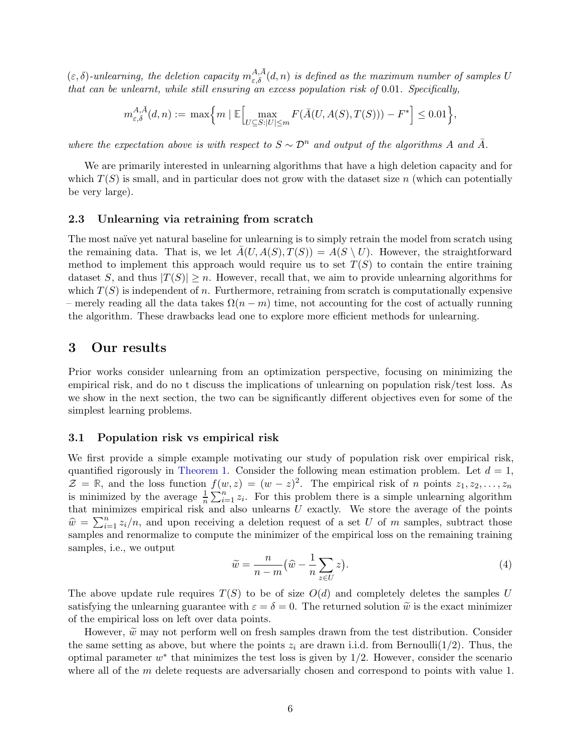*$(\varepsilon, \delta)$-unlearning, the deletion capacity $m^{A,\bar{A}}_{\varepsilon,\delta}(d,n)$ is defined as the maximum number of samples $U$ that can be unlearnt, while still ensuring an excess population risk of 0.01. Specifically,*

$$m^{A,\bar{A}}_{\varepsilon,\delta}(d,n) := \max\Big\{ m \mid \mathbb{E}\Big[ \max_{U \subseteq S : |U| \le m} F(\bar{A}(U, A(S), T(S))) - F^* \Big] \le 0.01 \Big\},$$

*where the expectation above is with respect to $S \sim \mathcal{D}^n$ and output of the algorithms $A$ and $\bar{A}$.*

We are primarily interested in unlearning algorithms that have a high deletion capacity and for which $T(S)$ is small, and in particular does not grow with the dataset size $n$ (which can potentially be very large).

### 2.3 Unlearning via retraining from scratch

The most naïve yet natural baseline for unlearning is to simply retrain the model from scratch using the remaining data. That is, we let $\bar{A}(U, A(S), T(S)) = A(S \setminus U)$. However, the straightforward method to implement this approach would require us to set $T(S)$ to contain the entire training dataset $S$, and thus $|T(S)| \ge n$. However, recall that, we aim to provide unlearning algorithms for which $T(S)$ is independent of $n$. Furthermore, retraining from scratch is computationally expensive – merely reading all the data takes $\Omega(n - m)$ time, not accounting for the cost of actually running the algorithm. These drawbacks lead one to explore more efficient methods for unlearning.

## 3 Our results

Prior works consider unlearning from an optimization perspective, focusing on minimizing the empirical risk, and do no t discuss the implications of unlearning on population risk/test loss. As we show in the next section, the two can be significantly different objectives even for some of the simplest learning problems.

### 3.1 Population risk vs empirical risk

We first provide a simple example motivating our study of population risk over empirical risk, quantified rigorously in Theorem 1. Consider the following mean estimation problem. Let $d = 1$, $\mathcal{Z} = \mathbb{R}$, and the loss function $f(w, z) = (w - z)^2$. The empirical risk of $n$ points $z_1, z_2, \ldots, z_n$ is minimized by the average $\frac{1}{n}\sum_{i=1}^n z_i$. For this problem there is a simple unlearning algorithm that minimizes empirical risk and also unlearns $U$ exactly. We store the average of the points $\widehat{w} = \sum_{i=1}^n z_i / n$, and upon receiving a deletion request of a set $U$ of $m$ samples, subtract those samples and renormalize to compute the minimizer of the empirical loss on the remaining training samples, i.e., we output

$$\widetilde{w} = \frac{n}{n-m}\big(\widehat{w} - \frac{1}{n}\sum_{z \in U} z\big). \tag{4}$$

The above update rule requires $T(S)$ to be of size $O(d)$ and completely deletes the samples $U$ satisfying the unlearning guarantee with $\varepsilon = \delta = 0$. The returned solution $\widetilde{w}$ is the exact minimizer of the empirical loss on left over data points.

However, $\widetilde{w}$ may not perform well on fresh samples drawn from the test distribution. Consider the same setting as above, but where the points $z_i$ are drawn i.i.d. from Bernoulli(1/2). Thus, the optimal parameter $w^*$ that minimizes the test loss is given by 1/2. However, consider the scenario where all of the $m$ delete requests are adversarially chosen and correspond to points with value 1.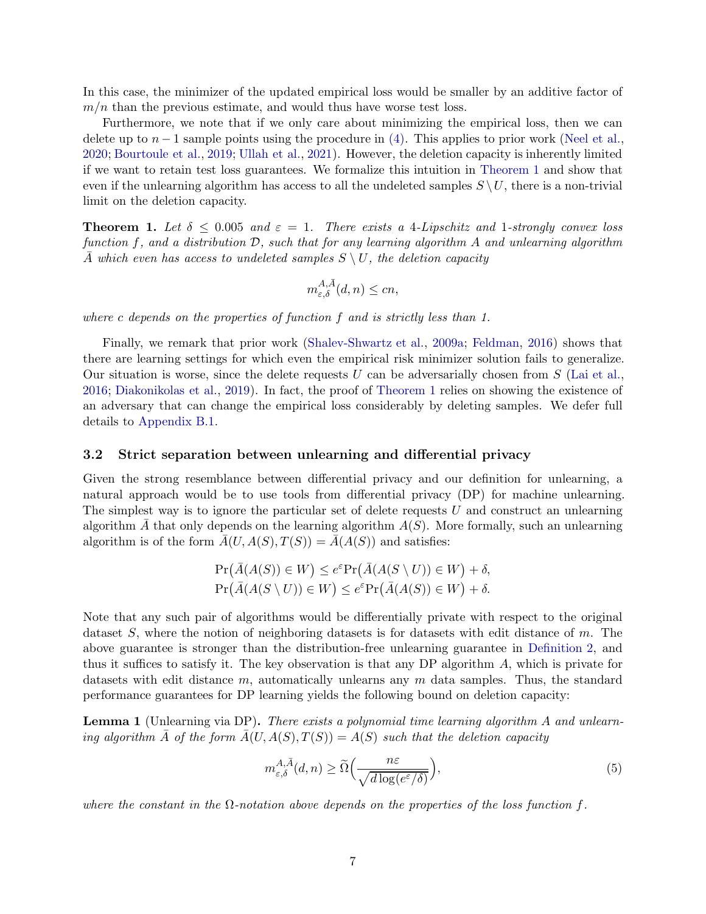In this case, the minimizer of the updated empirical loss would be smaller by an additive factor of $m/n$ than the previous estimate, and would thus have worse test loss.

Furthermore, we note that if we only care about minimizing the empirical loss, then we can delete up to $n-1$ sample points using the procedure in (4). This applies to prior work (Neel et al., 2020; Bourtoule et al., 2019; Ullah et al., 2021). However, the deletion capacity is inherently limited if we want to retain test loss guarantees. We formalize this intuition in Theorem 1 and show that even if the unlearning algorithm has access to all the undeleted samples $S \setminus U$, there is a non-trivial limit on the deletion capacity.

**Theorem 1.** *Let $\delta \leq 0.005$ and $\varepsilon = 1$. There exists a 4-Lipschitz and 1-strongly convex loss function $f$, and a distribution $\mathcal{D}$, such that for any learning algorithm $A$ and unlearning algorithm $\bar{A}$ which even has access to undeleted samples $S \setminus U$, the deletion capacity*

$$m^{A,\bar{A}}_{\varepsilon,\delta}(d, n) \leq cn,$$

*where $c$ depends on the properties of function $f$ and is strictly less than 1.*

Finally, we remark that prior work (Shalev-Shwartz et al., 2009a; Feldman, 2016) shows that there are learning settings for which even the empirical risk minimizer solution fails to generalize. Our situation is worse, since the delete requests $U$ can be adversarially chosen from $S$ (Lai et al., 2016; Diakonikolas et al., 2019). In fact, the proof of Theorem 1 relies on showing the existence of an adversary that can change the empirical loss considerably by deleting samples. We defer full details to Appendix B.1.

### 3.2 Strict separation between unlearning and differential privacy

Given the strong resemblance between differential privacy and our definition for unlearning, a natural approach would be to use tools from differential privacy (DP) for machine unlearning. The simplest way is to ignore the particular set of delete requests $U$ and construct an unlearning algorithm $\bar{A}$ that only depends on the learning algorithm $A(S)$. More formally, such an unlearning algorithm is of the form $\bar{A}(U, A(S), T(S)) = \bar{A}(A(S))$ and satisfies:

$$\Pr\big(\bar{A}(A(S)) \in W\big) \leq e^{\varepsilon} \Pr\big(\bar{A}(A(S \setminus U)) \in W\big) + \delta,$$
$$\Pr\big(\bar{A}(A(S \setminus U)) \in W\big) \leq e^{\varepsilon} \Pr\big(\bar{A}(A(S)) \in W\big) + \delta.$$

Note that any such pair of algorithms would be differentially private with respect to the original dataset $S$, where the notion of neighboring datasets is for datasets with edit distance of $m$. The above guarantee is stronger than the distribution-free unlearning guarantee in Definition 2, and thus it suffices to satisfy it. The key observation is that any DP algorithm $A$, which is private for datasets with edit distance $m$, automatically unlearns any $m$ data samples. Thus, the standard performance guarantees for DP learning yields the following bound on deletion capacity:

**Lemma 1** (Unlearning via DP)**.** *There exists a polynomial time learning algorithm $A$ and unlearning algorithm $\bar{A}$ of the form $\bar{A}(U, A(S), T(S)) = A(S)$ such that the deletion capacity*

$$m^{A,\bar{A}}_{\varepsilon,\delta}(d, n) \geq \widetilde{\Omega}\Big(\frac{n\varepsilon}{\sqrt{d \log(e^{\varepsilon}/\delta)}}\Big), \tag{5}$$

*where the constant in the $\Omega$-notation above depends on the properties of the loss function $f$.*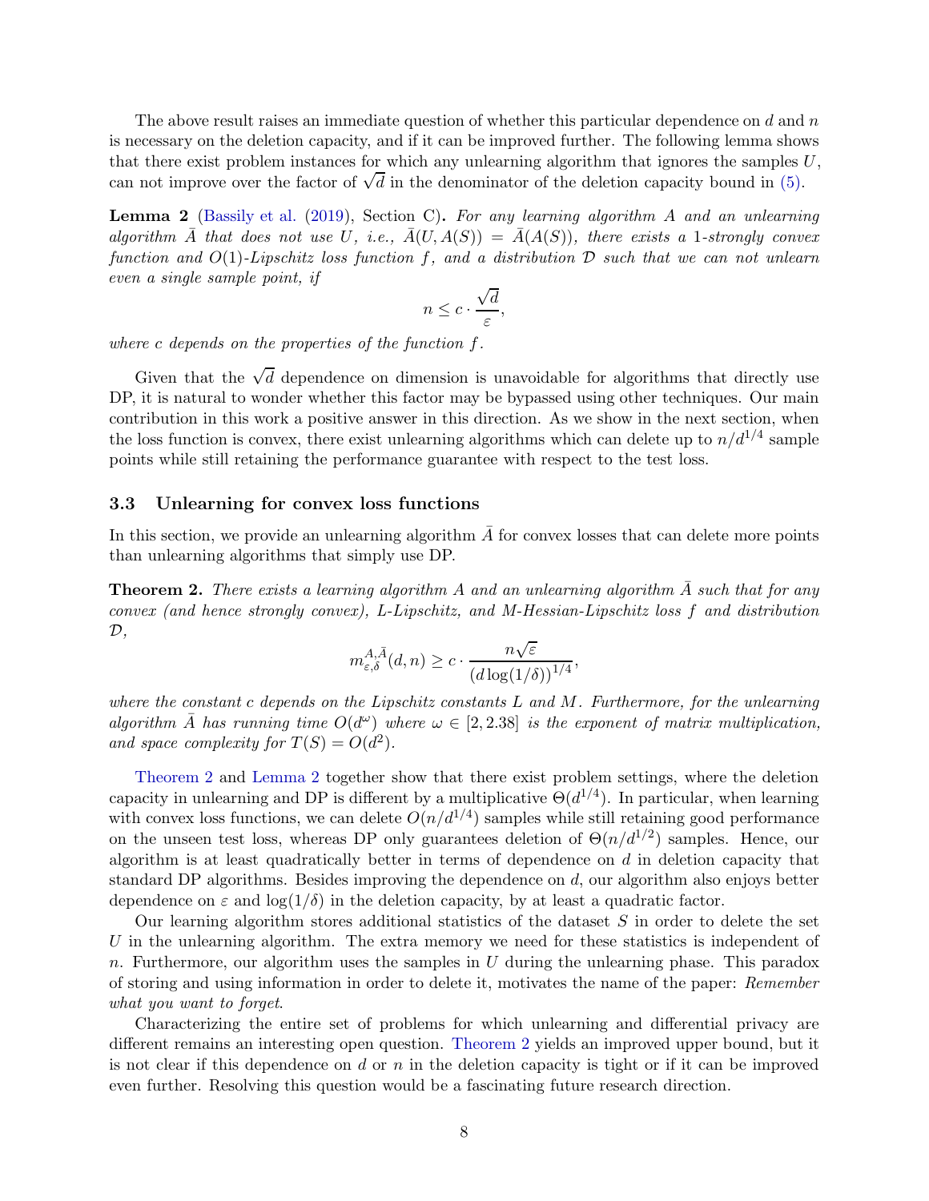The above result raises an immediate question of whether this particular dependence on $d$ and $n$ is necessary on the deletion capacity, and if it can be improved further. The following lemma shows that there exist problem instances for which any unlearning algorithm that ignores the samples $U$, can not improve over the factor of $\sqrt{d}$ in the denominator of the deletion capacity bound in (5).

**Lemma 2** (Bassily et al. (2019), Section C)**.** *For any learning algorithm $A$ and an unlearning algorithm $\bar{A}$ that does not use $U$, i.e., $\bar{A}(U, A(S)) = \bar{A}(A(S))$, there exists a 1-strongly convex function and $O(1)$-Lipschitz loss function $f$, and a distribution $\mathcal{D}$ such that we can not unlearn even a single sample point, if*

$$n \leq c \cdot \frac{\sqrt{d}}{\varepsilon},$$

*where $c$ depends on the properties of the function $f$.*

Given that the $\sqrt{d}$ dependence on dimension is unavoidable for algorithms that directly use DP, it is natural to wonder whether this factor may be bypassed using other techniques. Our main contribution in this work a positive answer in this direction. As we show in the next section, when the loss function is convex, there exist unlearning algorithms which can delete up to $n/d^{1/4}$ sample points while still retaining the performance guarantee with respect to the test loss.

### 3.3 Unlearning for convex loss functions

In this section, we provide an unlearning algorithm $\bar{A}$ for convex losses that can delete more points than unlearning algorithms that simply use DP.

**Theorem 2.** *There exists a learning algorithm $A$ and an unlearning algorithm $\bar{A}$ such that for any convex (and hence strongly convex), $L$-Lipschitz, and $M$-Hessian-Lipschitz loss $f$ and distribution $\mathcal{D}$,*

$$m_{\varepsilon,\delta}^{A,\bar{A}}(d,n) \geq c \cdot \frac{n\sqrt{\varepsilon}}{(d\log(1/\delta))^{1/4}},$$

*where the constant $c$ depends on the Lipschitz constants $L$ and $M$. Furthermore, for the unlearning algorithm $\bar{A}$ has running time $O(d^{\omega})$ where $\omega \in [2, 2.38]$ is the exponent of matrix multiplication, and space complexity for $T(S) = O(d^2)$.*

Theorem 2 and Lemma 2 together show that there exist problem settings, where the deletion capacity in unlearning and DP is different by a multiplicative $\Theta(d^{1/4})$. In particular, when learning with convex loss functions, we can delete $O(n/d^{1/4})$ samples while still retaining good performance on the unseen test loss, whereas DP only guarantees deletion of $\Theta(n/d^{1/2})$ samples. Hence, our algorithm is at least quadratically better in terms of dependence on $d$ in deletion capacity that standard DP algorithms. Besides improving the dependence on $d$, our algorithm also enjoys better dependence on $\varepsilon$ and $\log(1/\delta)$ in the deletion capacity, by at least a quadratic factor.

Our learning algorithm stores additional statistics of the dataset $S$ in order to delete the set $U$ in the unlearning algorithm. The extra memory we need for these statistics is independent of $n$. Furthermore, our algorithm uses the samples in $U$ during the unlearning phase. This paradox of storing and using information in order to delete it, motivates the name of the paper: *Remember what you want to forget*.

Characterizing the entire set of problems for which unlearning and differential privacy are different remains an interesting open question. Theorem 2 yields an improved upper bound, but it is not clear if this dependence on $d$ or $n$ in the deletion capacity is tight or if it can be improved even further. Resolving this question would be a fascinating future research direction.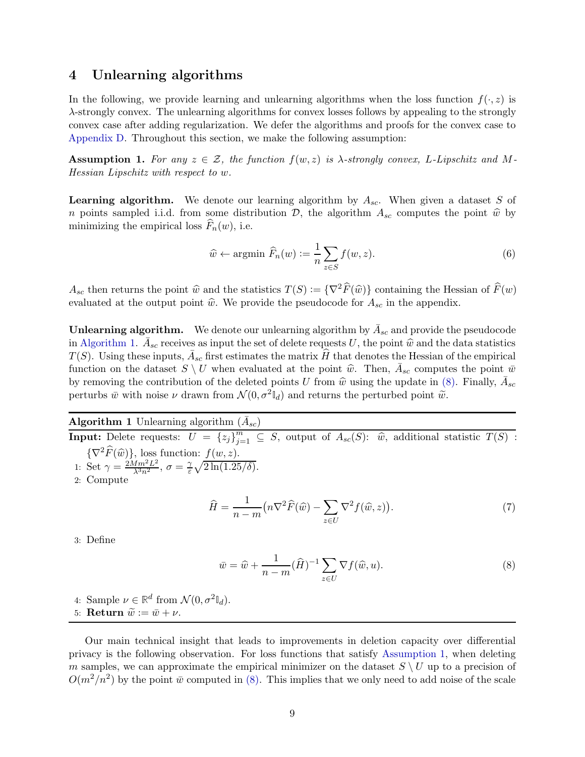## 4 Unlearning algorithms

In the following, we provide learning and unlearning algorithms when the loss function $f(\cdot, z)$ is $\lambda$-strongly convex. The unlearning algorithms for convex losses follows by appealing to the strongly convex case after adding regularization. We defer the algorithms and proofs for the convex case to Appendix D. Throughout this section, we make the following assumption:

**Assumption 1.** *For any $z \in \mathcal{Z}$, the function $f(w, z)$ is $\lambda$-strongly convex, $L$-Lipschitz and $M$-Hessian Lipschitz with respect to $w$.*

**Learning algorithm.** We denote our learning algorithm by $A_{sc}$. When given a dataset $S$ of $n$ points sampled i.i.d. from some distribution $\mathcal{D}$, the algorithm $A_{sc}$ computes the point $\widehat{w}$ by minimizing the empirical loss $\widehat{F}_n(w)$, i.e.

$$\widehat{w} \leftarrow \operatorname{argmin} \widehat{F}_n(w) := \frac{1}{n} \sum_{z \in S} f(w, z). \tag{6}$$

$A_{sc}$ then returns the point $\widehat{w}$ and the statistics $T(S) := \{\nabla^2 \widehat{F}(\widehat{w})\}$ containing the Hessian of $\widehat{F}(w)$ evaluated at the output point $\widehat{w}$. We provide the pseudocode for $A_{sc}$ in the appendix.

**Unlearning algorithm.** We denote our unlearning algorithm by $\bar{A}_{sc}$ and provide the pseudocode in Algorithm 1. $\bar{A}_{sc}$ receives as input the set of delete requests $U$, the point $\widehat{w}$ and the data statistics $T(S)$. Using these inputs, $\bar{A}_{sc}$ first estimates the matrix $\widehat{H}$ that denotes the Hessian of the empirical function on the dataset $S \setminus U$ when evaluated at the point $\widehat{w}$. Then, $\bar{A}_{sc}$ computes the point $\bar{w}$ by removing the contribution of the deleted points $U$ from $\widehat{w}$ using the update in (8). Finally, $\bar{A}_{sc}$ perturbs $\bar{w}$ with noise $\nu$ drawn from $\mathcal{N}(0, \sigma^2 \mathbb{I}_d)$ and returns the perturbed point $\widetilde{w}$.

---

**Algorithm 1** Unlearning algorithm ($\bar{A}_{sc}$)

---

**Input:** Delete requests: $U = \{z_j\}_{j=1}^m \subseteq S$, output of $A_{sc}(S)$: $\widehat{w}$, additional statistic $T(S)$ : $\{\nabla^2 \widehat{F}(\widehat{w})\}$, loss function: $f(w, z)$.

1: Set $\gamma = \frac{2Mm^2L^2}{\lambda^3 n^2}$, $\sigma = \frac{\gamma}{\varepsilon}\sqrt{2\ln(1.25/\delta)}$.

2: Compute

$$\widehat{H} = \frac{1}{n-m}\big(n\nabla^2 \widehat{F}(\widehat{w}) - \sum_{z \in U} \nabla^2 f(\widehat{w}, z)\big). \tag{7}$$

3: Define

$$\bar{w} = \widehat{w} + \frac{1}{n-m}(\widehat{H})^{-1} \sum_{z \in U} \nabla f(\widehat{w}, u). \tag{8}$$

4: Sample $\nu \in \mathbb{R}^d$ from $\mathcal{N}(0, \sigma^2 \mathbb{I}_d)$.

5: **Return** $\widetilde{w} := \bar{w} + \nu$.

---

Our main technical insight that leads to improvements in deletion capacity over differential privacy is the following observation. For loss functions that satisfy Assumption 1, when deleting $m$ samples, we can approximate the empirical minimizer on the dataset $S \setminus U$ up to a precision of $O(m^2/n^2)$ by the point $\bar{w}$ computed in (8). This implies that we only need to add noise of the scale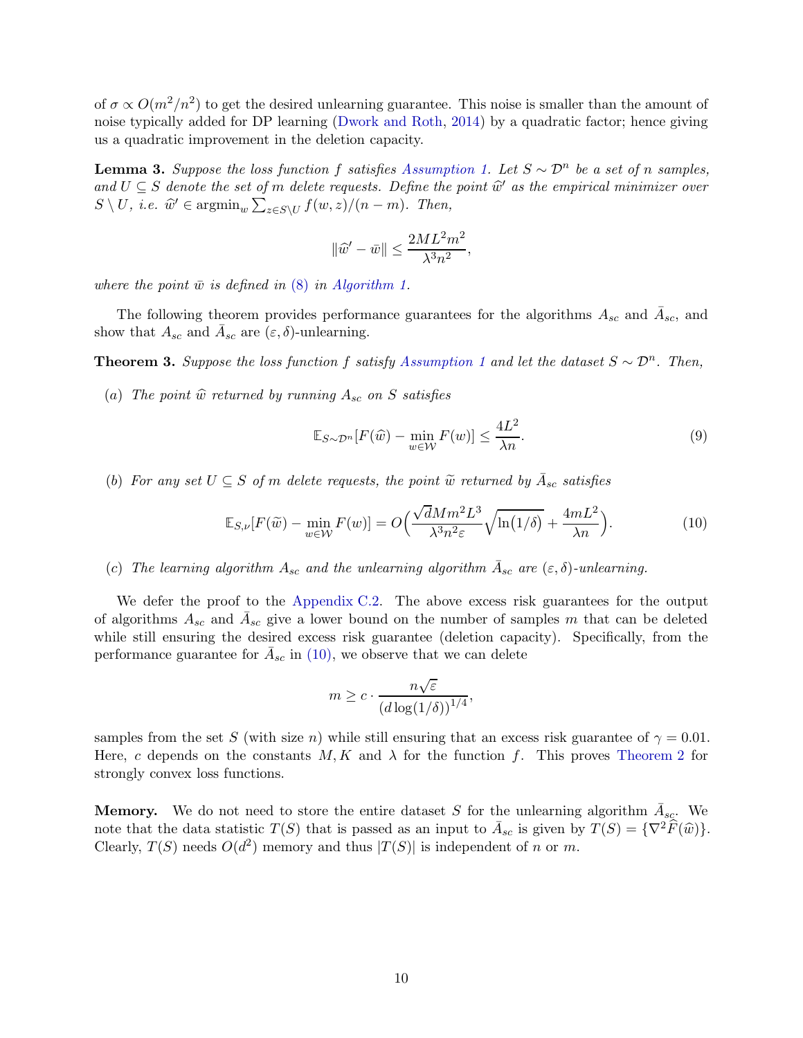of $\sigma \propto O(m^2/n^2)$ to get the desired unlearning guarantee. This noise is smaller than the amount of noise typically added for DP learning (Dwork and Roth, 2014) by a quadratic factor; hence giving us a quadratic improvement in the deletion capacity.

**Lemma 3.** *Suppose the loss function $f$ satisfies Assumption 1. Let $S \sim \mathcal{D}^n$ be a set of $n$ samples, and $U \subseteq S$ denote the set of $m$ delete requests. Define the point $\widehat{w}'$ as the empirical minimizer over $S \setminus U$, i.e. $\widehat{w}' \in \operatorname{argmin}_w \sum_{z \in S \setminus U} f(w, z)/(n-m)$. Then,*

$$\|\widehat{w}' - \bar{w}\| \leq \frac{2ML^2m^2}{\lambda^3 n^2},$$

*where the point $\bar{w}$ is defined in (8) in Algorithm 1.*

The following theorem provides performance guarantees for the algorithms $A_{sc}$ and $\bar{A}_{sc}$, and show that $A_{sc}$ and $\bar{A}_{sc}$ are $(\varepsilon, \delta)$-unlearning.

**Theorem 3.** *Suppose the loss function $f$ satisfy Assumption 1 and let the dataset $S \sim \mathcal{D}^n$. Then,*

(*a*) *The point $\widehat{w}$ returned by running $A_{sc}$ on $S$ satisfies*

$$\mathbb{E}_{S \sim \mathcal{D}^n}[F(\widehat{w}) - \min_{w \in \mathcal{W}} F(w)] \leq \frac{4L^2}{\lambda n}. \tag{9}$$

(*b*) *For any set $U \subseteq S$ of $m$ delete requests, the point $\widetilde{w}$ returned by $\bar{A}_{sc}$ satisfies*

$$\mathbb{E}_{S,\nu}[F(\widetilde{w}) - \min_{w \in \mathcal{W}} F(w)] = O\Big(\frac{\sqrt{d}Mm^2L^3}{\lambda^3 n^2 \varepsilon}\sqrt{\ln(1/\delta)} + \frac{4mL^2}{\lambda n}\Big). \tag{10}$$

(*c*) *The learning algorithm $A_{sc}$ and the unlearning algorithm $\bar{A}_{sc}$ are $(\varepsilon, \delta)$-unlearning.*

We defer the proof to the Appendix C.2. The above excess risk guarantees for the output of algorithms $A_{sc}$ and $\bar{A}_{sc}$ give a lower bound on the number of samples $m$ that can be deleted while still ensuring the desired excess risk guarantee (deletion capacity). Specifically, from the performance guarantee for $\bar{A}_{sc}$ in (10), we observe that we can delete

$$m \geq c \cdot \frac{n\sqrt{\varepsilon}}{(d\log(1/\delta))^{1/4}},$$

samples from the set $S$ (with size $n$) while still ensuring that an excess risk guarantee of $\gamma = 0.01$. Here, $c$ depends on the constants $M, K$ and $\lambda$ for the function $f$. This proves Theorem 2 for strongly convex loss functions.

**Memory.** We do not need to store the entire dataset $S$ for the unlearning algorithm $\bar{A}_{sc}$. We note that the data statistic $T(S)$ that is passed as an input to $\bar{A}_{sc}$ is given by $T(S) = \{\nabla^2 \widehat{F}(\widehat{w})\}$. Clearly, $T(S)$ needs $O(d^2)$ memory and thus $|T(S)|$ is independent of $n$ or $m$.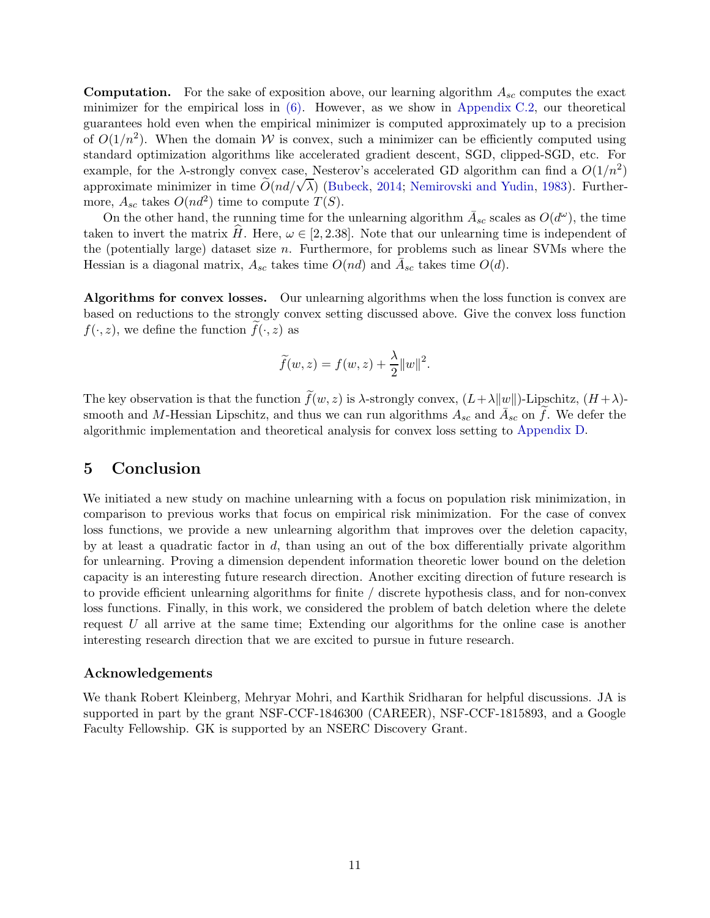**Computation.** For the sake of exposition above, our learning algorithm $A_{sc}$ computes the exact minimizer for the empirical loss in (6). However, as we show in Appendix C.2, our theoretical guarantees hold even when the empirical minimizer is computed approximately up to a precision of $O(1/n^2)$. When the domain $\mathcal{W}$ is convex, such a minimizer can be efficiently computed using standard optimization algorithms like accelerated gradient descent, SGD, clipped-SGD, etc. For example, for the $\lambda$-strongly convex case, Nesterov's accelerated GD algorithm can find a $O(1/n^2)$ approximate minimizer in time $\widetilde{O}(nd/\sqrt{\lambda})$ (Bubeck, 2014; Nemirovski and Yudin, 1983). Furthermore, $A_{sc}$ takes $O(nd^2)$ time to compute $T(S)$.

On the other hand, the running time for the unlearning algorithm $\bar{A}_{sc}$ scales as $O(d^\omega)$, the time taken to invert the matrix $\widehat{H}$. Here, $\omega \in [2, 2.38]$. Note that our unlearning time is independent of the (potentially large) dataset size $n$. Furthermore, for problems such as linear SVMs where the Hessian is a diagonal matrix, $A_{sc}$ takes time $O(nd)$ and $\bar{A}_{sc}$ takes time $O(d)$.

**Algorithms for convex losses.** Our unlearning algorithms when the loss function is convex are based on reductions to the strongly convex setting discussed above. Give the convex loss function $f(\cdot, z)$, we define the function $\widetilde{f}(\cdot, z)$ as

$$\widetilde{f}(w, z) = f(w, z) + \frac{\lambda}{2}\|w\|^2.$$

The key observation is that the function $\widetilde{f}(w, z)$ is $\lambda$-strongly convex, $(L + \lambda\|w\|)$-Lipschitz, $(H + \lambda)$-smooth and $M$-Hessian Lipschitz, and thus we can run algorithms $A_{sc}$ and $\bar{A}_{sc}$ on $\widetilde{f}$. We defer the algorithmic implementation and theoretical analysis for convex loss setting to Appendix D.

# 5 Conclusion

We initiated a new study on machine unlearning with a focus on population risk minimization, in comparison to previous works that focus on empirical risk minimization. For the case of convex loss functions, we provide a new unlearning algorithm that improves over the deletion capacity, by at least a quadratic factor in $d$, than using an out of the box differentially private algorithm for unlearning. Proving a dimension dependent information theoretic lower bound on the deletion capacity is an interesting future research direction. Another exciting direction of future research is to provide efficient unlearning algorithms for finite / discrete hypothesis class, and for non-convex loss functions. Finally, in this work, we considered the problem of batch deletion where the delete request $U$ all arrive at the same time; Extending our algorithms for the online case is another interesting research direction that we are excited to pursue in future research.

### Acknowledgements

We thank Robert Kleinberg, Mehryar Mohri, and Karthik Sridharan for helpful discussions. JA is supported in part by the grant NSF-CCF-1846300 (CAREER), NSF-CCF-1815893, and a Google Faculty Fellowship. GK is supported by an NSERC Discovery Grant.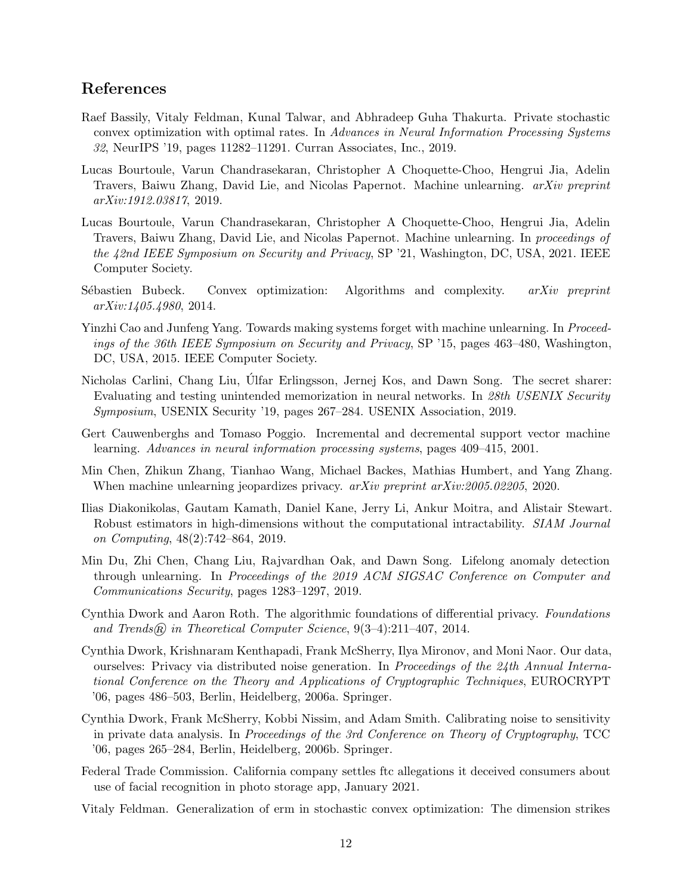## References

Raef Bassily, Vitaly Feldman, Kunal Talwar, and Abhradeep Guha Thakurta. Private stochastic convex optimization with optimal rates. In *Advances in Neural Information Processing Systems 32*, NeurIPS '19, pages 11282–11291. Curran Associates, Inc., 2019.

Lucas Bourtoule, Varun Chandrasekaran, Christopher A Choquette-Choo, Hengrui Jia, Adelin Travers, Baiwu Zhang, David Lie, and Nicolas Papernot. Machine unlearning. *arXiv preprint arXiv:1912.03817*, 2019.

Lucas Bourtoule, Varun Chandrasekaran, Christopher A Choquette-Choo, Hengrui Jia, Adelin Travers, Baiwu Zhang, David Lie, and Nicolas Papernot. Machine unlearning. In *proceedings of the 42nd IEEE Symposium on Security and Privacy*, SP '21, Washington, DC, USA, 2021. IEEE Computer Society.

Sébastien Bubeck. Convex optimization: Algorithms and complexity. *arXiv preprint arXiv:1405.4980*, 2014.

Yinzhi Cao and Junfeng Yang. Towards making systems forget with machine unlearning. In *Proceedings of the 36th IEEE Symposium on Security and Privacy*, SP '15, pages 463–480, Washington, DC, USA, 2015. IEEE Computer Society.

Nicholas Carlini, Chang Liu, Úlfar Erlingsson, Jernej Kos, and Dawn Song. The secret sharer: Evaluating and testing unintended memorization in neural networks. In *28th USENIX Security Symposium*, USENIX Security '19, pages 267–284. USENIX Association, 2019.

Gert Cauwenberghs and Tomaso Poggio. Incremental and decremental support vector machine learning. *Advances in neural information processing systems*, pages 409–415, 2001.

Min Chen, Zhikun Zhang, Tianhao Wang, Michael Backes, Mathias Humbert, and Yang Zhang. When machine unlearning jeopardizes privacy. *arXiv preprint arXiv:2005.02205*, 2020.

Ilias Diakonikolas, Gautam Kamath, Daniel Kane, Jerry Li, Ankur Moitra, and Alistair Stewart. Robust estimators in high-dimensions without the computational intractability. *SIAM Journal on Computing*, 48(2):742–864, 2019.

Min Du, Zhi Chen, Chang Liu, Rajvardhan Oak, and Dawn Song. Lifelong anomaly detection through unlearning. In *Proceedings of the 2019 ACM SIGSAC Conference on Computer and Communications Security*, pages 1283–1297, 2019.

Cynthia Dwork and Aaron Roth. The algorithmic foundations of differential privacy. *Foundations and Trends® in Theoretical Computer Science*, 9(3–4):211–407, 2014.

Cynthia Dwork, Krishnaram Kenthapadi, Frank McSherry, Ilya Mironov, and Moni Naor. Our data, ourselves: Privacy via distributed noise generation. In *Proceedings of the 24th Annual International Conference on the Theory and Applications of Cryptographic Techniques*, EUROCRYPT '06, pages 486–503, Berlin, Heidelberg, 2006a. Springer.

Cynthia Dwork, Frank McSherry, Kobbi Nissim, and Adam Smith. Calibrating noise to sensitivity in private data analysis. In *Proceedings of the 3rd Conference on Theory of Cryptography*, TCC '06, pages 265–284, Berlin, Heidelberg, 2006b. Springer.

Federal Trade Commission. California company settles ftc allegations it deceived consumers about use of facial recognition in photo storage app, January 2021.

Vitaly Feldman. Generalization of erm in stochastic convex optimization: The dimension strikes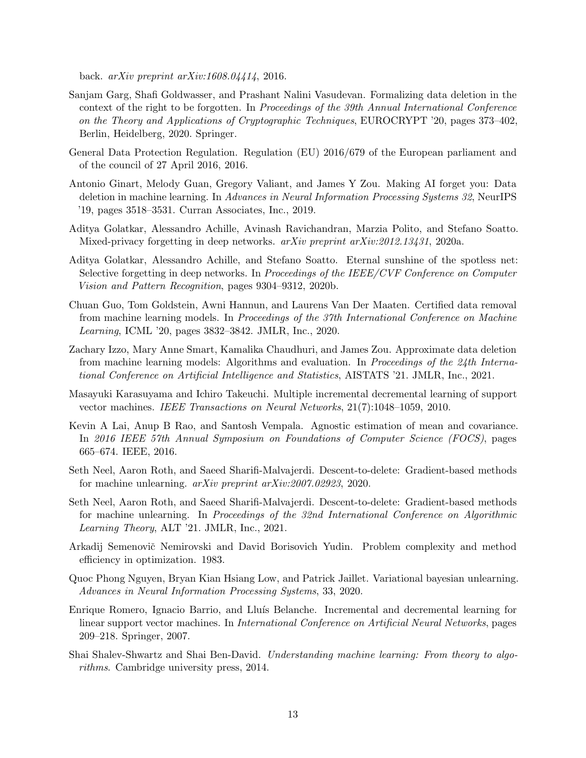back. *arXiv preprint arXiv:1608.04414*, 2016.

Sanjam Garg, Shafi Goldwasser, and Prashant Nalini Vasudevan. Formalizing data deletion in the context of the right to be forgotten. In *Proceedings of the 39th Annual International Conference on the Theory and Applications of Cryptographic Techniques*, EUROCRYPT '20, pages 373–402, Berlin, Heidelberg, 2020. Springer.

General Data Protection Regulation. Regulation (EU) 2016/679 of the European parliament and of the council of 27 April 2016, 2016.

Antonio Ginart, Melody Guan, Gregory Valiant, and James Y Zou. Making AI forget you: Data deletion in machine learning. In *Advances in Neural Information Processing Systems 32*, NeurIPS '19, pages 3518–3531. Curran Associates, Inc., 2019.

Aditya Golatkar, Alessandro Achille, Avinash Ravichandran, Marzia Polito, and Stefano Soatto. Mixed-privacy forgetting in deep networks. *arXiv preprint arXiv:2012.13431*, 2020a.

Aditya Golatkar, Alessandro Achille, and Stefano Soatto. Eternal sunshine of the spotless net: Selective forgetting in deep networks. In *Proceedings of the IEEE/CVF Conference on Computer Vision and Pattern Recognition*, pages 9304–9312, 2020b.

Chuan Guo, Tom Goldstein, Awni Hannun, and Laurens Van Der Maaten. Certified data removal from machine learning models. In *Proceedings of the 37th International Conference on Machine Learning*, ICML '20, pages 3832–3842. JMLR, Inc., 2020.

Zachary Izzo, Mary Anne Smart, Kamalika Chaudhuri, and James Zou. Approximate data deletion from machine learning models: Algorithms and evaluation. In *Proceedings of the 24th International Conference on Artificial Intelligence and Statistics*, AISTATS '21. JMLR, Inc., 2021.

Masayuki Karasuyama and Ichiro Takeuchi. Multiple incremental decremental learning of support vector machines. *IEEE Transactions on Neural Networks*, 21(7):1048–1059, 2010.

Kevin A Lai, Anup B Rao, and Santosh Vempala. Agnostic estimation of mean and covariance. In *2016 IEEE 57th Annual Symposium on Foundations of Computer Science (FOCS)*, pages 665–674. IEEE, 2016.

Seth Neel, Aaron Roth, and Saeed Sharifi-Malvajerdi. Descent-to-delete: Gradient-based methods for machine unlearning. *arXiv preprint arXiv:2007.02923*, 2020.

Seth Neel, Aaron Roth, and Saeed Sharifi-Malvajerdi. Descent-to-delete: Gradient-based methods for machine unlearning. In *Proceedings of the 32nd International Conference on Algorithmic Learning Theory*, ALT '21. JMLR, Inc., 2021.

Arkadij Semenovič Nemirovski and David Borisovich Yudin. Problem complexity and method efficiency in optimization. 1983.

Quoc Phong Nguyen, Bryan Kian Hsiang Low, and Patrick Jaillet. Variational bayesian unlearning. *Advances in Neural Information Processing Systems*, 33, 2020.

Enrique Romero, Ignacio Barrio, and Lluís Belanche. Incremental and decremental learning for linear support vector machines. In *International Conference on Artificial Neural Networks*, pages 209–218. Springer, 2007.

Shai Shalev-Shwartz and Shai Ben-David. *Understanding machine learning: From theory to algorithms*. Cambridge university press, 2014.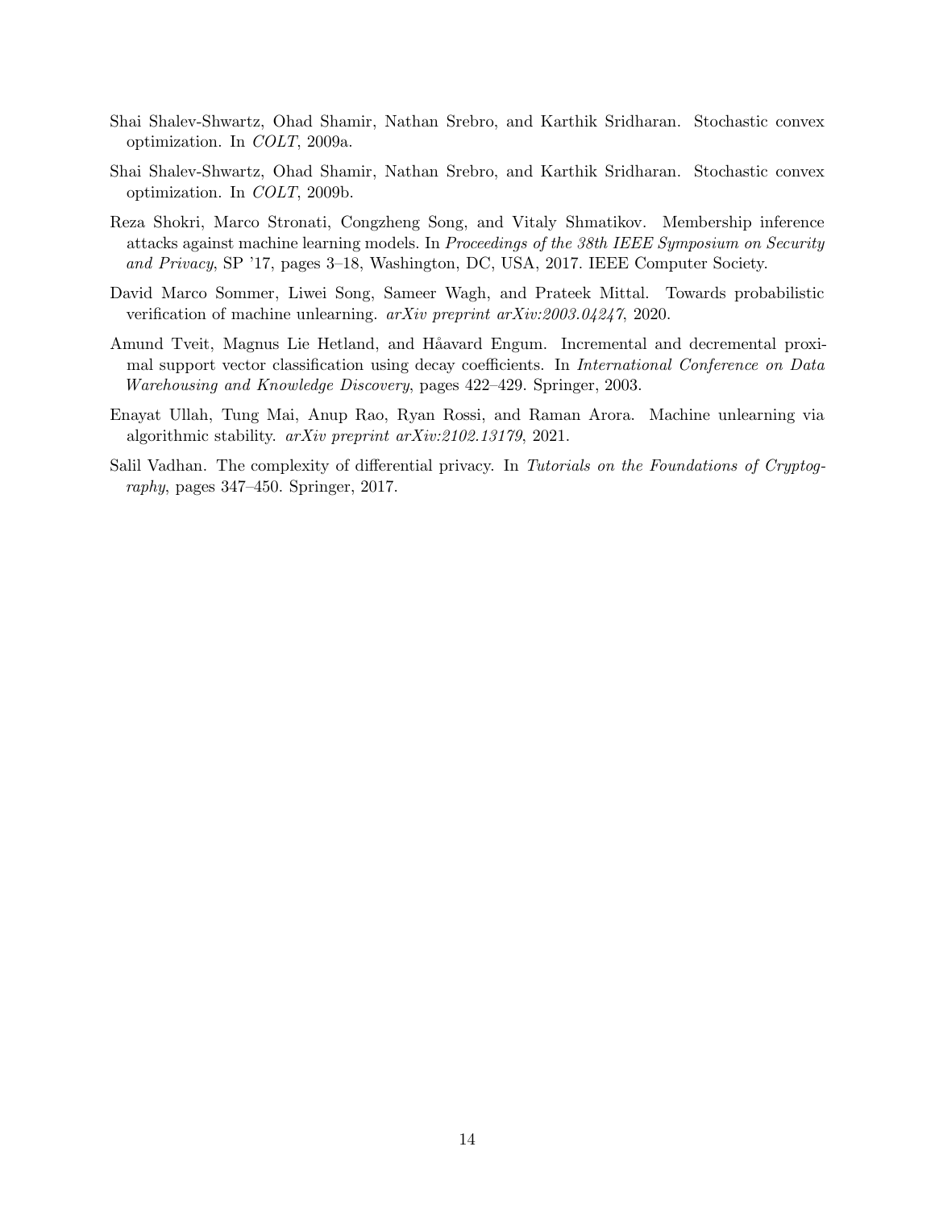Shai Shalev-Shwartz, Ohad Shamir, Nathan Srebro, and Karthik Sridharan. Stochastic convex optimization. In *COLT*, 2009a.

Shai Shalev-Shwartz, Ohad Shamir, Nathan Srebro, and Karthik Sridharan. Stochastic convex optimization. In *COLT*, 2009b.

Reza Shokri, Marco Stronati, Congzheng Song, and Vitaly Shmatikov. Membership inference attacks against machine learning models. In *Proceedings of the 38th IEEE Symposium on Security and Privacy*, SP '17, pages 3–18, Washington, DC, USA, 2017. IEEE Computer Society.

David Marco Sommer, Liwei Song, Sameer Wagh, and Prateek Mittal. Towards probabilistic verification of machine unlearning. *arXiv preprint arXiv:2003.04247*, 2020.

Amund Tveit, Magnus Lie Hetland, and Håavard Engum. Incremental and decremental proximal support vector classification using decay coefficients. In *International Conference on Data Warehousing and Knowledge Discovery*, pages 422–429. Springer, 2003.

Enayat Ullah, Tung Mai, Anup Rao, Ryan Rossi, and Raman Arora. Machine unlearning via algorithmic stability. *arXiv preprint arXiv:2102.13179*, 2021.

Salil Vadhan. The complexity of differential privacy. In *Tutorials on the Foundations of Cryptography*, pages 347–450. Springer, 2017.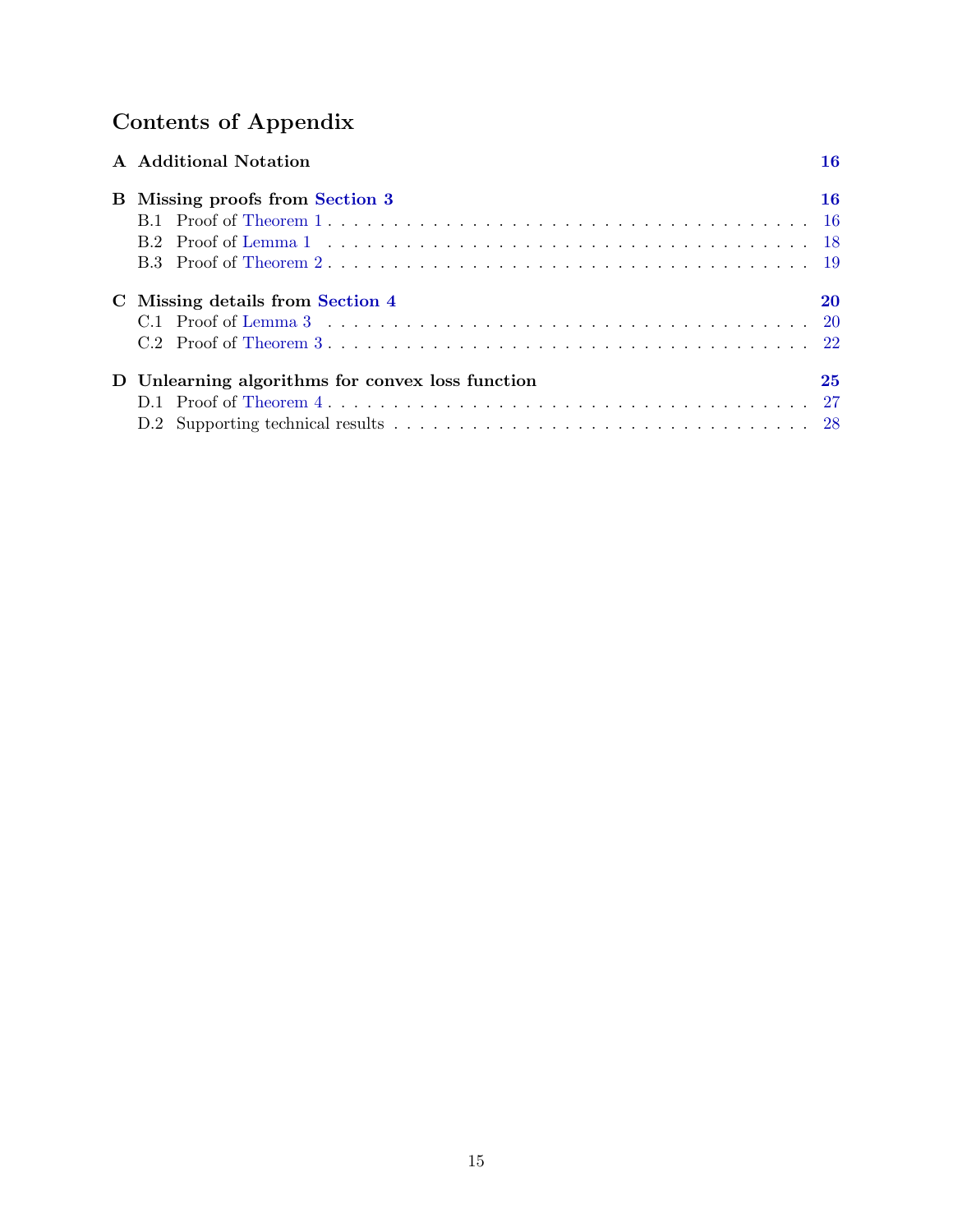# Contents of Appendix

**A Additional Notation** **16**

**B Missing proofs from Section 3** **16**

- B.1 Proof of Theorem 1 . . . . . . . . . . 16
- B.2 Proof of Lemma 1 . . . . . . . . . . 18
- B.3 Proof of Theorem 2 . . . . . . . . . . 19

**C Missing details from Section 4** **20**

- C.1 Proof of Lemma 3 . . . . . . . . . . 20
- C.2 Proof of Theorem 3 . . . . . . . . . . 22

**D Unlearning algorithms for convex loss function** **25**

- D.1 Proof of Theorem 4 . . . . . . . . . . 27
- D.2 Supporting technical results . . . . . . . . . . 28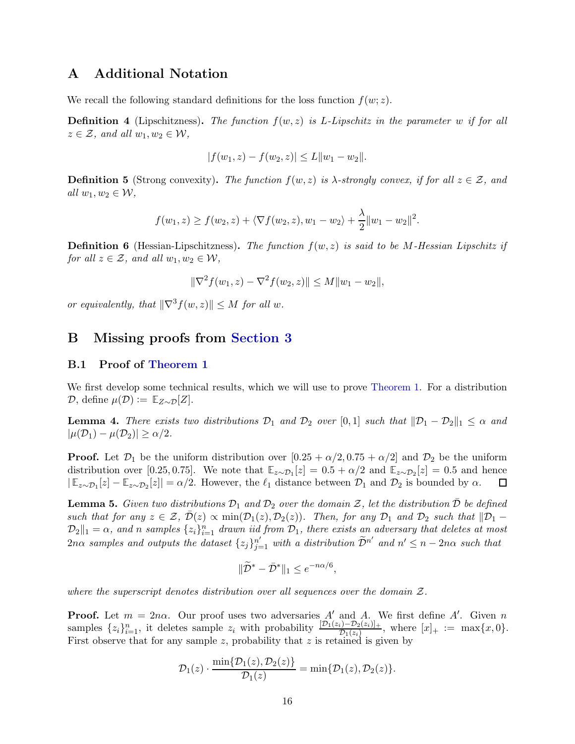# A Additional Notation

We recall the following standard definitions for the loss function $f(w; z)$.

**Definition 4** (Lipschitzness). *The function $f(w, z)$ is $L$-Lipschitz in the parameter $w$ if for all $z \in \mathcal{Z}$, and all $w_1, w_2 \in \mathcal{W}$,*

$$|f(w_1, z) - f(w_2, z)| \leq L\|w_1 - w_2\|.$$

**Definition 5** (Strong convexity). *The function $f(w, z)$ is $\lambda$-strongly convex, if for all $z \in \mathcal{Z}$, and all $w_1, w_2 \in \mathcal{W}$,*

$$f(w_1, z) \geq f(w_2, z) + \langle \nabla f(w_2, z), w_1 - w_2 \rangle + \frac{\lambda}{2}\|w_1 - w_2\|^2.$$

**Definition 6** (Hessian-Lipschitzness). *The function $f(w, z)$ is said to be $M$-Hessian Lipschitz if for all $z \in \mathcal{Z}$, and all $w_1, w_2 \in \mathcal{W}$,*

$$\|\nabla^2 f(w_1, z) - \nabla^2 f(w_2, z)\| \leq M\|w_1 - w_2\|,$$

*or equivalently, that $\|\nabla^3 f(w, z)\| \leq M$ for all $w$.*

# B Missing proofs from Section 3

## B.1 Proof of Theorem 1

We first develop some technical results, which we will use to prove Theorem 1. For a distribution $\mathcal{D}$, define $\mu(\mathcal{D}) := \mathbb{E}_{Z\sim\mathcal{D}}[Z]$.

**Lemma 4.** *There exists two distributions $\mathcal{D}_1$ and $\mathcal{D}_2$ over $[0, 1]$ such that $\|\mathcal{D}_1 - \mathcal{D}_2\|_1 \leq \alpha$ and $|\mu(\mathcal{D}_1) - \mu(\mathcal{D}_2)| \geq \alpha/2$.*

**Proof.** Let $\mathcal{D}_1$ be the uniform distribution over $[0.25 + \alpha/2, 0.75 + \alpha/2]$ and $\mathcal{D}_2$ be the uniform distribution over $[0.25, 0.75]$. We note that $\mathbb{E}_{z\sim\mathcal{D}_1}[z] = 0.5 + \alpha/2$ and $\mathbb{E}_{z\sim\mathcal{D}_2}[z] = 0.5$ and hence $|\mathbb{E}_{z\sim\mathcal{D}_1}[z] - \mathbb{E}_{z\sim\mathcal{D}_2}[z]| = \alpha/2$. However, the $\ell_1$ distance between $\mathcal{D}_1$ and $\mathcal{D}_2$ is bounded by $\alpha$. $\square$

**Lemma 5.** *Given two distributions $\mathcal{D}_1$ and $\mathcal{D}_2$ over the domain $\mathcal{Z}$, let the distribution $\bar{\mathcal{D}}$ be defined such that for any $z \in \mathcal{Z}$, $\bar{\mathcal{D}}(z) \propto \min(\mathcal{D}_1(z), \mathcal{D}_2(z))$. Then, for any $\mathcal{D}_1$ and $\mathcal{D}_2$ such that $\|\mathcal{D}_1 - \mathcal{D}_2\|_1 = \alpha$, and $n$ samples $\{z_i\}_{i=1}^n$ drawn iid from $\mathcal{D}_1$, there exists an adversary that deletes at most $2n\alpha$ samples and outputs the dataset $\{z_j\}_{j=1}^{n'}$ with a distribution $\widetilde{\mathcal{D}}^{n'}$ and $n' \leq n - 2n\alpha$ such that*

$$\|\widetilde{\mathcal{D}}^* - \bar{\mathcal{D}}^*\|_1 \leq e^{-n\alpha/6},$$

*where the superscript denotes distribution over all sequences over the domain $\mathcal{Z}$.*

**Proof.** Let $m = 2n\alpha$. Our proof uses two adversaries $A'$ and $A$. We first define $A'$. Given $n$ samples $\{z_i\}_{i=1}^n$, it deletes sample $z_i$ with probability $\frac{[\mathcal{D}_1(z_i) - \mathcal{D}_2(z_i)]_+}{\mathcal{D}_1(z_i)}$, where $[x]_+ := \max\{x, 0\}$. First observe that for any sample $z$, probability that $z$ is retained is given by

$$\mathcal{D}_1(z) \cdot \frac{\min\{\mathcal{D}_1(z), \mathcal{D}_2(z)\}}{\mathcal{D}_1(z)} = \min\{\mathcal{D}_1(z), \mathcal{D}_2(z)\}.$$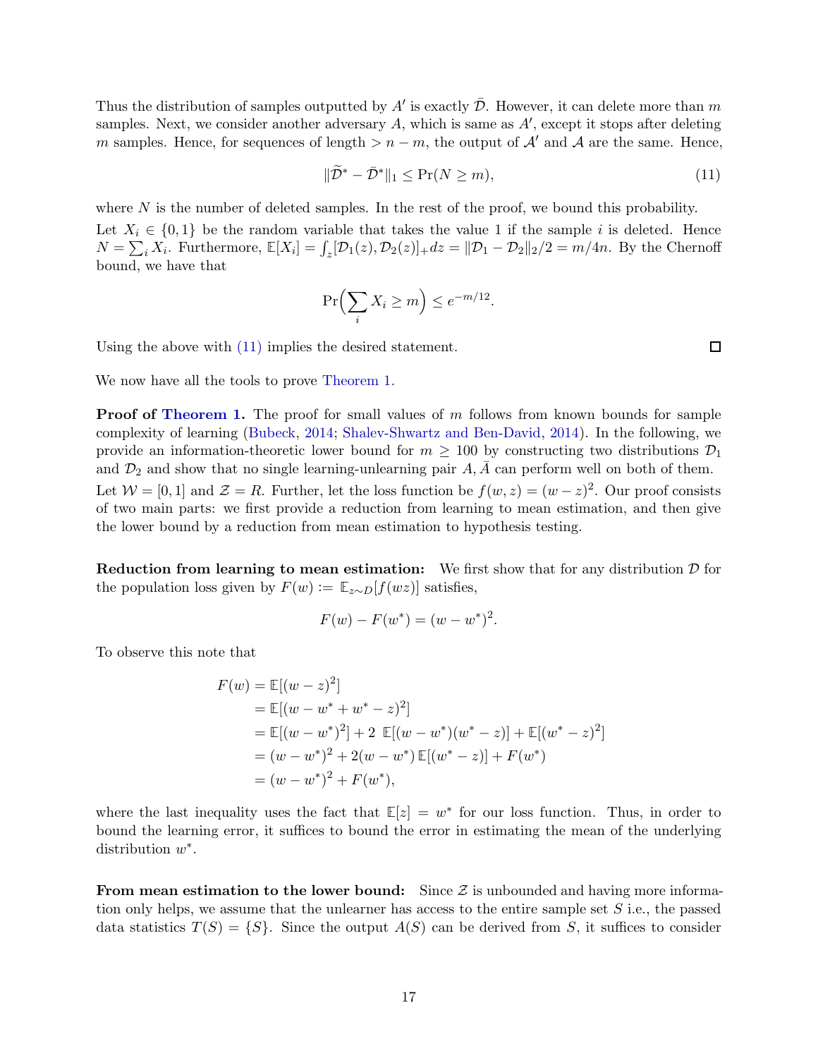Thus the distribution of samples outputted by $A'$ is exactly $\bar{\mathcal{D}}$. However, it can delete more than $m$ samples. Next, we consider another adversary $A$, which is same as $A'$, except it stops after deleting $m$ samples. Hence, for sequences of length $> n - m$, the output of $\mathcal{A}'$ and $\mathcal{A}$ are the same. Hence,

$$\|\widetilde{\mathcal{D}}^* - \bar{\mathcal{D}}^*\|_1 \le \Pr(N \ge m), \tag{11}$$

where $N$ is the number of deleted samples. In the rest of the proof, we bound this probability.

Let $X_i \in \{0, 1\}$ be the random variable that takes the value 1 if the sample $i$ is deleted. Hence $N = \sum_i X_i$. Furthermore, $\mathbb{E}[X_i] = \int_z [\mathcal{D}_1(z), \mathcal{D}_2(z)]_+ dz = \|\mathcal{D}_1 - \mathcal{D}_2\|_2/2 = m/4n$. By the Chernoff bound, we have that

$$\Pr\Big(\sum_i X_i \ge m\Big) \le e^{-m/12}.$$

Using the above with (11) implies the desired statement. ☐

We now have all the tools to prove Theorem 1.

**Proof of Theorem 1.** The proof for small values of $m$ follows from known bounds for sample complexity of learning (Bubeck, 2014; Shalev-Shwartz and Ben-David, 2014). In the following, we provide an information-theoretic lower bound for $m \ge 100$ by constructing two distributions $\mathcal{D}_1$ and $\mathcal{D}_2$ and show that no single learning-unlearning pair $A, \bar{A}$ can perform well on both of them.

Let $\mathcal{W} = [0, 1]$ and $\mathcal{Z} = R$. Further, let the loss function be $f(w, z) = (w - z)^2$. Our proof consists of two main parts: we first provide a reduction from learning to mean estimation, and then give the lower bound by a reduction from mean estimation to hypothesis testing.

**Reduction from learning to mean estimation:** We first show that for any distribution $\mathcal{D}$ for the population loss given by $F(w) := \mathbb{E}_{z \sim D}[f(wz)]$ satisfies,

$$F(w) - F(w^*) = (w - w^*)^2.$$

To observe this note that

$$\begin{aligned}
F(w) &= \mathbb{E}[(w - z)^2] \\
&= \mathbb{E}[(w - w^* + w^* - z)^2] \\
&= \mathbb{E}[(w - w^*)^2] + 2\ \mathbb{E}[(w - w^*)(w^* - z)] + \mathbb{E}[(w^* - z)^2] \\
&= (w - w^*)^2 + 2(w - w^*)\,\mathbb{E}[(w^* - z)] + F(w^*) \\
&= (w - w^*)^2 + F(w^*),
\end{aligned}$$

where the last inequality uses the fact that $\mathbb{E}[z] = w^*$ for our loss function. Thus, in order to bound the learning error, it suffices to bound the error in estimating the mean of the underlying distribution $w^*$.

**From mean estimation to the lower bound:** Since $\mathcal{Z}$ is unbounded and having more information only helps, we assume that the unlearner has access to the entire sample set $S$ i.e., the passed data statistics $T(S) = \{S\}$. Since the output $A(S)$ can be derived from $S$, it suffices to consider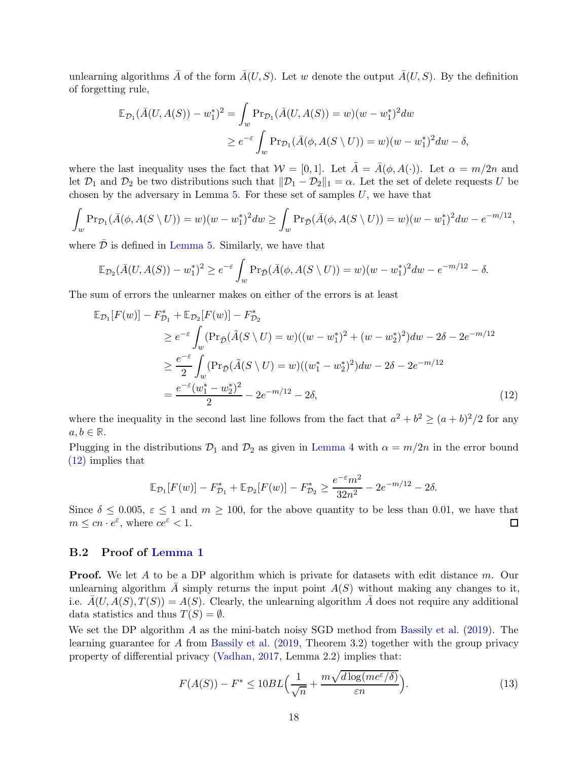unlearning algorithms $\bar{A}$ of the form $\bar{A}(U, S)$. Let $w$ denote the output $\bar{A}(U, S)$. By the definition of forgetting rule,

$$\begin{aligned}
\mathbb{E}_{\mathcal{D}_1}(\bar{A}(U, A(S)) - w_1^*)^2 &= \int_w \Pr_{\mathcal{D}_1}(\bar{A}(U, A(S)) = w)(w - w_1^*)^2 dw \\
&\geq e^{-\varepsilon} \int_w \Pr_{\mathcal{D}_1}(\bar{A}(\phi, A(S \setminus U)) = w)(w - w_1^*)^2 dw - \delta,
\end{aligned}$$

where the last inequality uses the fact that $\mathcal{W} = [0, 1]$. Let $\tilde{A} = \bar{A}(\phi, A(\cdot))$. Let $\alpha = m/2n$ and let $\mathcal{D}_1$ and $\mathcal{D}_2$ be two distributions such that $\|\mathcal{D}_1 - \mathcal{D}_2\|_1 = \alpha$. Let the set of delete requests $U$ be chosen by the adversary in Lemma 5. For these set of samples $U$, we have that

$$\int_w \Pr_{\mathcal{D}_1}(\bar{A}(\phi, A(S \setminus U)) = w)(w - w_1^*)^2 dw \geq \int_w \Pr_{\bar{\mathcal{D}}}(\bar{A}(\phi, A(S \setminus U)) = w)(w - w_1^*)^2 dw - e^{-m/12},$$

where $\bar{\mathcal{D}}$ is defined in Lemma 5. Similarly, we have that

$$\mathbb{E}_{\mathcal{D}_2}(\bar{A}(U, A(S)) - w_1^*)^2 \geq e^{-\varepsilon} \int_w \Pr_{\bar{\mathcal{D}}}(\bar{A}(\phi, A(S \setminus U)) = w)(w - w_1^*)^2 dw - e^{-m/12} - \delta.$$

The sum of errors the unlearner makes on either of the errors is at least

$$\begin{aligned}
\mathbb{E}_{\mathcal{D}_1}[F(w)] - F_{\mathcal{D}_1}^* + \mathbb{E}_{\mathcal{D}_2}[F(w)] - F_{\mathcal{D}_2}^* \\
&\geq e^{-\varepsilon} \int_w (\Pr_{\bar{\mathcal{D}}}(\tilde{A}(S \setminus U) = w)((w - w_1^*)^2 + (w - w_2^*)^2) dw - 2\delta - 2e^{-m/12} \\
&\geq \frac{e^{-\varepsilon}}{2} \int_w (\Pr_{\bar{\mathcal{D}}}(\tilde{A}(S \setminus U) = w)((w_1^* - w_2^*)^2) dw - 2\delta - 2e^{-m/12} \\
&= \frac{e^{-\varepsilon}(w_1^* - w_2^*)^2}{2} - 2e^{-m/12} - 2\delta, \qquad (12)
\end{aligned}$$

where the inequality in the second last line follows from the fact that $a^2 + b^2 \geq (a+b)^2/2$ for any $a, b \in \mathbb{R}$.

Plugging in the distributions $\mathcal{D}_1$ and $\mathcal{D}_2$ as given in Lemma 4 with $\alpha = m/2n$ in the error bound (12) implies that

$$\mathbb{E}_{\mathcal{D}_1}[F(w)] - F_{\mathcal{D}_1}^* + \mathbb{E}_{\mathcal{D}_2}[F(w)] - F_{\mathcal{D}_2}^* \geq \frac{e^{-\varepsilon} m^2}{32n^2} - 2e^{-m/12} - 2\delta.$$

Since $\delta \leq 0.005$, $\varepsilon \leq 1$ and $m \geq 100$, for the above quantity to be less than 0.01, we have that $m \leq cn \cdot e^{\varepsilon}$, where $ce^{\varepsilon} < 1$. ◻

### B.2 Proof of Lemma 1

**Proof.** We let $A$ to be a DP algorithm which is private for datasets with edit distance $m$. Our unlearning algorithm $\bar{A}$ simply returns the input point $A(S)$ without making any changes to it, i.e. $\bar{A}(U, A(S), T(S)) = A(S)$. Clearly, the unlearning algorithm $\bar{A}$ does not require any additional data statistics and thus $T(S) = \emptyset$.

We set the DP algorithm $A$ as the mini-batch noisy SGD method from Bassily et al. (2019). The learning guarantee for $A$ from Bassily et al. (2019, Theorem 3.2) together with the group privacy property of differential privacy (Vadhan, 2017, Lemma 2.2) implies that:

$$F(A(S)) - F^* \leq 10BL\Big(\frac{1}{\sqrt{n}} + \frac{m\sqrt{d\log(me^{\varepsilon}/\delta)}}{\varepsilon n}\Big). \qquad (13)$$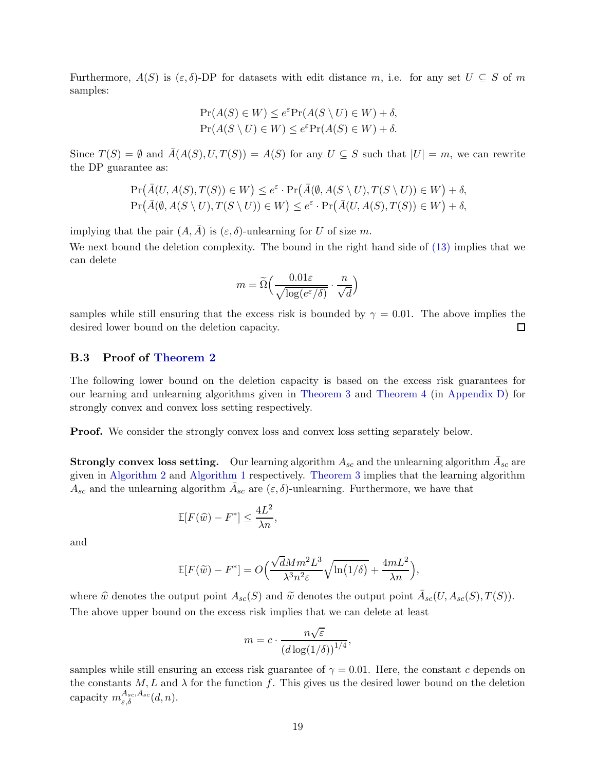Furthermore, $A(S)$ is $(\varepsilon, \delta)$-DP for datasets with edit distance $m$, i.e. for any set $U \subseteq S$ of $m$ samples:

$$\Pr(A(S) \in W) \leq e^{\varepsilon} \Pr(A(S \setminus U) \in W) + \delta,$$
$$\Pr(A(S \setminus U) \in W) \leq e^{\varepsilon} \Pr(A(S) \in W) + \delta.$$

Since $T(S) = \emptyset$ and $\bar{A}(A(S), U, T(S)) = A(S)$ for any $U \subseteq S$ such that $|U| = m$, we can rewrite the DP guarantee as:

$$\Pr\big(\bar{A}(U, A(S), T(S)) \in W\big) \leq e^{\varepsilon} \cdot \Pr\big(\bar{A}(\emptyset, A(S \setminus U), T(S \setminus U)) \in W\big) + \delta,$$
$$\Pr\big(\bar{A}(\emptyset, A(S \setminus U), T(S \setminus U)) \in W\big) \leq e^{\varepsilon} \cdot \Pr\big(\bar{A}(U, A(S), T(S)) \in W\big) + \delta,$$

implying that the pair $(A, \bar{A})$ is $(\varepsilon, \delta)$-unlearning for $U$ of size $m$.

We next bound the deletion complexity. The bound in the right hand side of (13) implies that we can delete

$$m = \widetilde{\Omega}\Big(\frac{0.01\varepsilon}{\sqrt{\log(e^{\varepsilon}/\delta)}} \cdot \frac{n}{\sqrt{d}}\Big)$$

samples while still ensuring that the excess risk is bounded by $\gamma = 0.01$. The above implies the desired lower bound on the deletion capacity. □

### B.3 Proof of Theorem 2

The following lower bound on the deletion capacity is based on the excess risk guarantees for our learning and unlearning algorithms given in Theorem 3 and Theorem 4 (in Appendix D) for strongly convex and convex loss setting respectively.

**Proof.** We consider the strongly convex loss and convex loss setting separately below.

**Strongly convex loss setting.** Our learning algorithm $A_{sc}$ and the unlearning algorithm $\bar{A}_{sc}$ are given in Algorithm 2 and Algorithm 1 respectively. Theorem 3 implies that the learning algorithm $A_{sc}$ and the unlearning algorithm $\bar{A}_{sc}$ are $(\varepsilon, \delta)$-unlearning. Furthermore, we have that

$$\mathbb{E}[F(\widehat{w}) - F^*] \leq \frac{4L^2}{\lambda n},$$

and

$$\mathbb{E}[F(\widetilde{w}) - F^*] = O\Big(\frac{\sqrt{d} M m^2 L^3}{\lambda^3 n^2 \varepsilon}\sqrt{\ln(1/\delta)} + \frac{4mL^2}{\lambda n}\Big),$$

where $\widehat{w}$ denotes the output point $A_{sc}(S)$ and $\widetilde{w}$ denotes the output point $\bar{A}_{sc}(U, A_{sc}(S), T(S))$. The above upper bound on the excess risk implies that we can delete at least

$$m = c \cdot \frac{n\sqrt{\varepsilon}}{\big(d \log(1/\delta)\big)^{1/4}},$$

samples while still ensuring an excess risk guarantee of $\gamma = 0.01$. Here, the constant $c$ depends on the constants $M, L$ and $\lambda$ for the function $f$. This gives us the desired lower bound on the deletion capacity $m_{\varepsilon,\delta}^{A_{sc}, \bar{A}_{sc}}(d, n)$.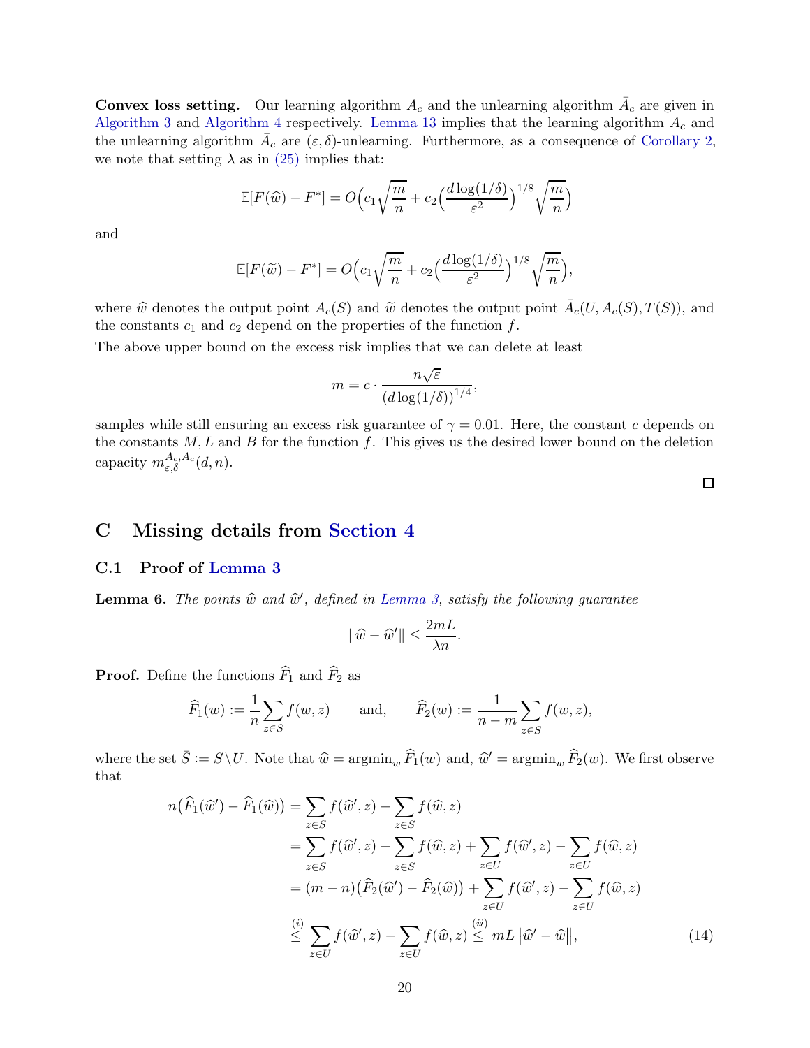**Convex loss setting.** Our learning algorithm $A_c$ and the unlearning algorithm $\bar{A}_c$ are given in Algorithm 3 and Algorithm 4 respectively. Lemma 13 implies that the learning algorithm $A_c$ and the unlearning algorithm $\bar{A}_c$ are $(\varepsilon, \delta)$-unlearning. Furthermore, as a consequence of Corollary 2, we note that setting $\lambda$ as in (25) implies that:

$$\mathbb{E}[F(\widehat{w}) - F^*] = O\Big(c_1 \sqrt{\frac{m}{n}} + c_2 \Big(\frac{d \log(1/\delta)}{\varepsilon^2}\Big)^{1/8} \sqrt{\frac{m}{n}}\Big)$$

and

$$\mathbb{E}[F(\widetilde{w}) - F^*] = O\Big(c_1 \sqrt{\frac{m}{n}} + c_2 \Big(\frac{d \log(1/\delta)}{\varepsilon^2}\Big)^{1/8} \sqrt{\frac{m}{n}}\Big),$$

where $\widehat{w}$ denotes the output point $A_c(S)$ and $\widetilde{w}$ denotes the output point $\bar{A}_c(U, A_c(S), T(S))$, and the constants $c_1$ and $c_2$ depend on the properties of the function $f$.

The above upper bound on the excess risk implies that we can delete at least

$$m = c \cdot \frac{n\sqrt{\varepsilon}}{(d \log(1/\delta))^{1/4}},$$

samples while still ensuring an excess risk guarantee of $\gamma = 0.01$. Here, the constant $c$ depends on the constants $M, L$ and $B$ for the function $f$. This gives us the desired lower bound on the deletion capacity $m_{\varepsilon,\delta}^{A_c,\bar{A}_c}(d, n)$.

□

# C Missing details from Section 4

## C.1 Proof of Lemma 3

**Lemma 6.** *The points $\widehat{w}$ and $\widehat{w}'$, defined in Lemma 3, satisfy the following guarantee*

$$\|\widehat{w} - \widehat{w}'\| \leq \frac{2mL}{\lambda n}.$$

**Proof.** Define the functions $\widehat{F}_1$ and $\widehat{F}_2$ as

$$\widehat{F}_1(w) := \frac{1}{n} \sum_{z \in S} f(w, z) \qquad \text{and,} \qquad \widehat{F}_2(w) := \frac{1}{n-m} \sum_{z \in \bar{S}} f(w, z),$$

where the set $\bar{S} := S \setminus U$. Note that $\widehat{w} = \operatorname{argmin}_w \widehat{F}_1(w)$ and, $\widehat{w}' = \operatorname{argmin}_w \widehat{F}_2(w)$. We first observe that

$$\begin{aligned}
n\big(\widehat{F}_1(\widehat{w}') - \widehat{F}_1(\widehat{w})\big) &= \sum_{z \in S} f(\widehat{w}', z) - \sum_{z \in S} f(\widehat{w}, z) \\
&= \sum_{z \in \bar{S}} f(\widehat{w}', z) - \sum_{z \in \bar{S}} f(\widehat{w}, z) + \sum_{z \in U} f(\widehat{w}', z) - \sum_{z \in U} f(\widehat{w}, z) \\
&= (m - n)\big(\widehat{F}_2(\widehat{w}') - \widehat{F}_2(\widehat{w})\big) + \sum_{z \in U} f(\widehat{w}', z) - \sum_{z \in U} f(\widehat{w}, z) \\
&\overset{(i)}{\leq} \sum_{z \in U} f(\widehat{w}', z) - \sum_{z \in U} f(\widehat{w}, z) \overset{(ii)}{\leq} mL\big\|\widehat{w}' - \widehat{w}\big\|, \qquad (14)
\end{aligned}$$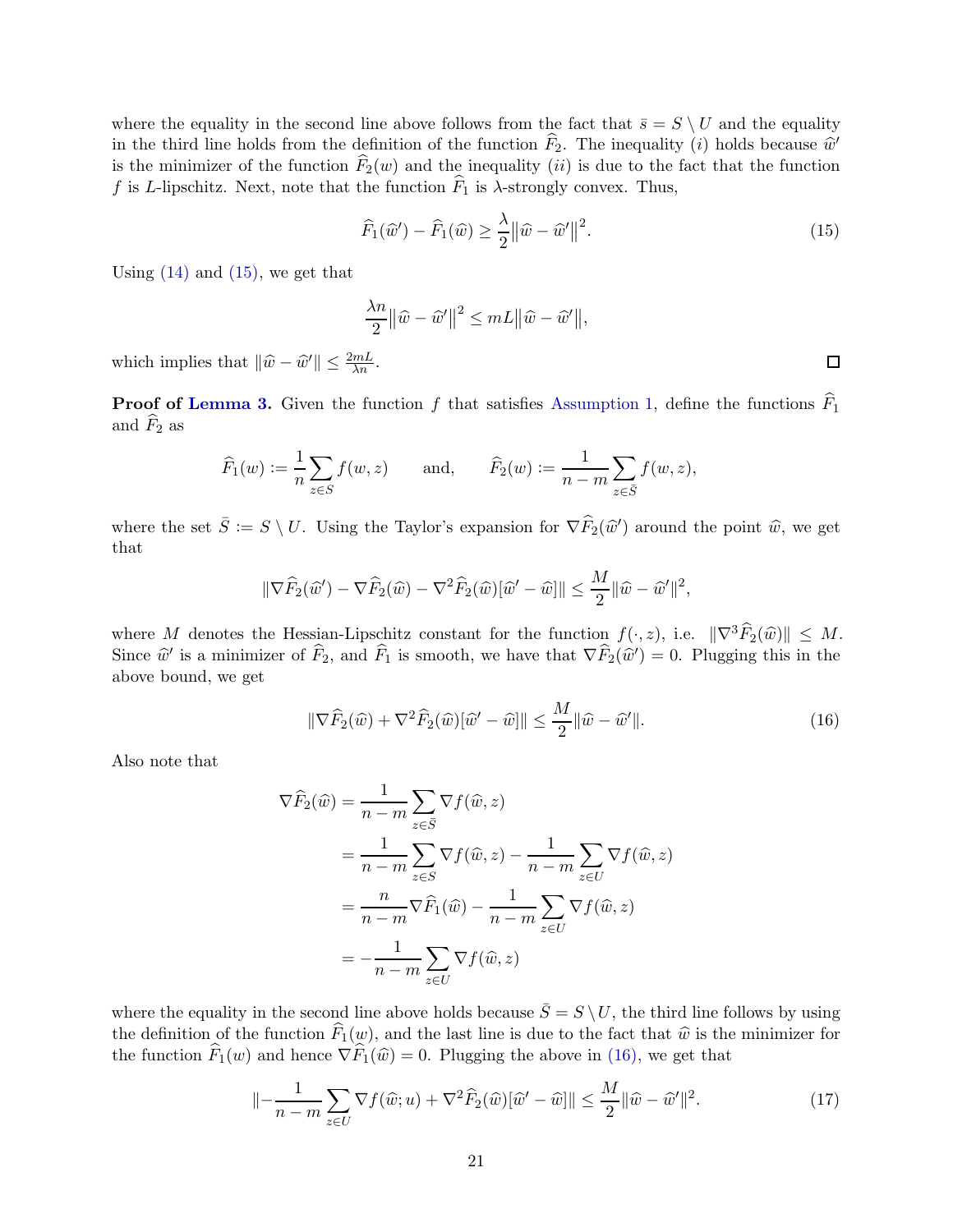where the equality in the second line above follows from the fact that $\bar{s} = S \setminus U$ and the equality in the third line holds from the definition of the function $\widehat{F}_2$. The inequality $(i)$ holds because $\widehat{w}'$ is the minimizer of the function $\widehat{F}_2(w)$ and the inequality $(ii)$ is due to the fact that the function $f$ is $L$-lipschitz. Next, note that the function $\widehat{F}_1$ is $\lambda$-strongly convex. Thus,

$$
\widehat{F}_1(\widehat{w}') - \widehat{F}_1(\widehat{w}) \geq \frac{\lambda}{2}\|\widehat{w} - \widehat{w}'\|^2. \tag{15}
$$

Using (14) and (15), we get that

$$
\frac{\lambda n}{2}\|\widehat{w} - \widehat{w}'\|^2 \leq mL\|\widehat{w} - \widehat{w}'\|,
$$

which implies that $\|\widehat{w} - \widehat{w}'\| \leq \frac{2mL}{\lambda n}$. □

**Proof of Lemma 3.** Given the function $f$ that satisfies Assumption 1, define the functions $\widehat{F}_1$ and $\widehat{F}_2$ as

$$
\widehat{F}_1(w) := \frac{1}{n}\sum_{z \in S} f(w, z) \qquad \text{and,} \qquad \widehat{F}_2(w) := \frac{1}{n-m}\sum_{z \in \bar{S}} f(w, z),
$$

where the set $\bar{S} := S \setminus U$. Using the Taylor's expansion for $\nabla \widehat{F}_2(\widehat{w}')$ around the point $\widehat{w}$, we get that

$$
\|\nabla \widehat{F}_2(\widehat{w}') - \nabla \widehat{F}_2(\widehat{w}) - \nabla^2 \widehat{F}_2(\widehat{w})[\widehat{w}' - \widehat{w}]\| \leq \frac{M}{2}\|\widehat{w} - \widehat{w}'\|^2,
$$

where $M$ denotes the Hessian-Lipschitz constant for the function $f(\cdot, z)$, i.e. $\|\nabla^3 \widehat{F}_2(\widehat{w})\| \leq M$. Since $\widehat{w}'$ is a minimizer of $\widehat{F}_2$, and $\widehat{F}_1$ is smooth, we have that $\nabla \widehat{F}_2(\widehat{w}') = 0$. Plugging this in the above bound, we get

$$
\|\nabla \widehat{F}_2(\widehat{w}) + \nabla^2 \widehat{F}_2(\widehat{w})[\widehat{w}' - \widehat{w}]\| \leq \frac{M}{2}\|\widehat{w} - \widehat{w}'\|. \tag{16}
$$

Also note that

$$
\begin{aligned}
\nabla \widehat{F}_2(\widehat{w}) &= \frac{1}{n-m}\sum_{z \in \bar{S}} \nabla f(\widehat{w}, z) \\
&= \frac{1}{n-m}\sum_{z \in S} \nabla f(\widehat{w}, z) - \frac{1}{n-m}\sum_{z \in U} \nabla f(\widehat{w}, z) \\
&= \frac{n}{n-m}\nabla \widehat{F}_1(\widehat{w}) - \frac{1}{n-m}\sum_{z \in U} \nabla f(\widehat{w}, z) \\
&= -\frac{1}{n-m}\sum_{z \in U} \nabla f(\widehat{w}, z)
\end{aligned}
$$

where the equality in the second line above holds because $\bar{S} = S \setminus U$, the third line follows by using the definition of the function $\widehat{F}_1(w)$, and the last line is due to the fact that $\widehat{w}$ is the minimizer for the function $\widehat{F}_1(w)$ and hence $\nabla \widehat{F}_1(\widehat{w}) = 0$. Plugging the above in (16), we get that

$$
\|-\frac{1}{n-m}\sum_{z \in U} \nabla f(\widehat{w}; u) + \nabla^2 \widehat{F}_2(\widehat{w})[\widehat{w}' - \widehat{w}]\| \leq \frac{M}{2}\|\widehat{w} - \widehat{w}'\|^2. \tag{17}
$$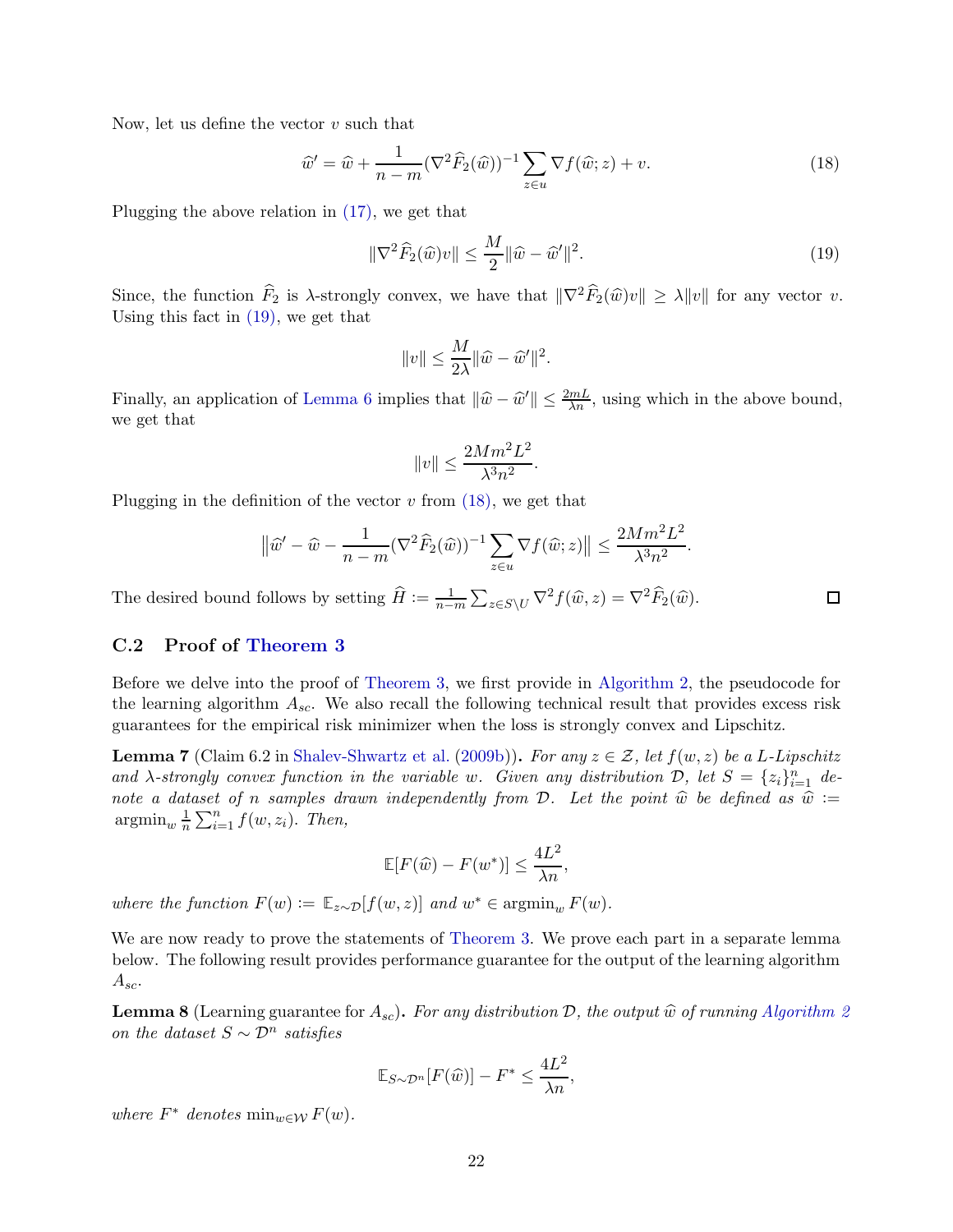Now, let us define the vector $v$ such that

$$\widehat{w}' = \widehat{w} + \frac{1}{n-m}(\nabla^2 \widehat{F}_2(\widehat{w}))^{-1} \sum_{z \in u} \nabla f(\widehat{w}; z) + v. \tag{18}$$

Plugging the above relation in (17), we get that

$$\|\nabla^2 \widehat{F}_2(\widehat{w}) v\| \leq \frac{M}{2} \|\widehat{w} - \widehat{w}'\|^2. \tag{19}$$

Since, the function $\widehat{F}_2$ is $\lambda$-strongly convex, we have that $\|\nabla^2 \widehat{F}_2(\widehat{w}) v\| \geq \lambda \|v\|$ for any vector $v$. Using this fact in (19), we get that

$$\|v\| \leq \frac{M}{2\lambda} \|\widehat{w} - \widehat{w}'\|^2.$$

Finally, an application of Lemma 6 implies that $\|\widehat{w} - \widehat{w}'\| \leq \frac{2mL}{\lambda n}$, using which in the above bound, we get that

$$\|v\| \leq \frac{2Mm^2L^2}{\lambda^3 n^2}.$$

Plugging in the definition of the vector $v$ from (18), we get that

$$\left\|\widehat{w}' - \widehat{w} - \frac{1}{n-m}(\nabla^2 \widehat{F}_2(\widehat{w}))^{-1} \sum_{z \in u} \nabla f(\widehat{w}; z)\right\| \leq \frac{2Mm^2L^2}{\lambda^3 n^2}.$$

The desired bound follows by setting $\widehat{H} := \frac{1}{n-m} \sum_{z \in S \setminus U} \nabla^2 f(\widehat{w}, z) = \nabla^2 \widehat{F}_2(\widehat{w})$. ◻

### C.2 Proof of Theorem 3

Before we delve into the proof of Theorem 3, we first provide in Algorithm 2, the pseudocode for the learning algorithm $A_{sc}$. We also recall the following technical result that provides excess risk guarantees for the empirical risk minimizer when the loss is strongly convex and Lipschitz.

**Lemma 7** (Claim 6.2 in Shalev-Shwartz et al. (2009b))**.** *For any $z \in \mathcal{Z}$, let $f(w, z)$ be a $L$-Lipschitz and $\lambda$-strongly convex function in the variable $w$. Given any distribution $\mathcal{D}$, let $S = \{z_i\}_{i=1}^n$ denote a dataset of $n$ samples drawn independently from $\mathcal{D}$. Let the point $\widehat{w}$ be defined as $\widehat{w} := \operatorname{argmin}_w \frac{1}{n} \sum_{i=1}^n f(w, z_i)$. Then,*

$$\mathbb{E}[F(\widehat{w}) - F(w^*)] \leq \frac{4L^2}{\lambda n},$$

*where the function $F(w) := \mathbb{E}_{z \sim \mathcal{D}}[f(w, z)]$ and $w^* \in \operatorname{argmin}_w F(w)$.*

We are now ready to prove the statements of Theorem 3. We prove each part in a separate lemma below. The following result provides performance guarantee for the output of the learning algorithm $A_{sc}$.

**Lemma 8** (Learning guarantee for $A_{sc}$)**.** *For any distribution $\mathcal{D}$, the output $\widehat{w}$ of running Algorithm 2 on the dataset $S \sim \mathcal{D}^n$ satisfies*

$$\mathbb{E}_{S \sim \mathcal{D}^n}[F(\widehat{w})] - F^* \leq \frac{4L^2}{\lambda n},$$

*where $F^*$ denotes $\min_{w \in \mathcal{W}} F(w)$.*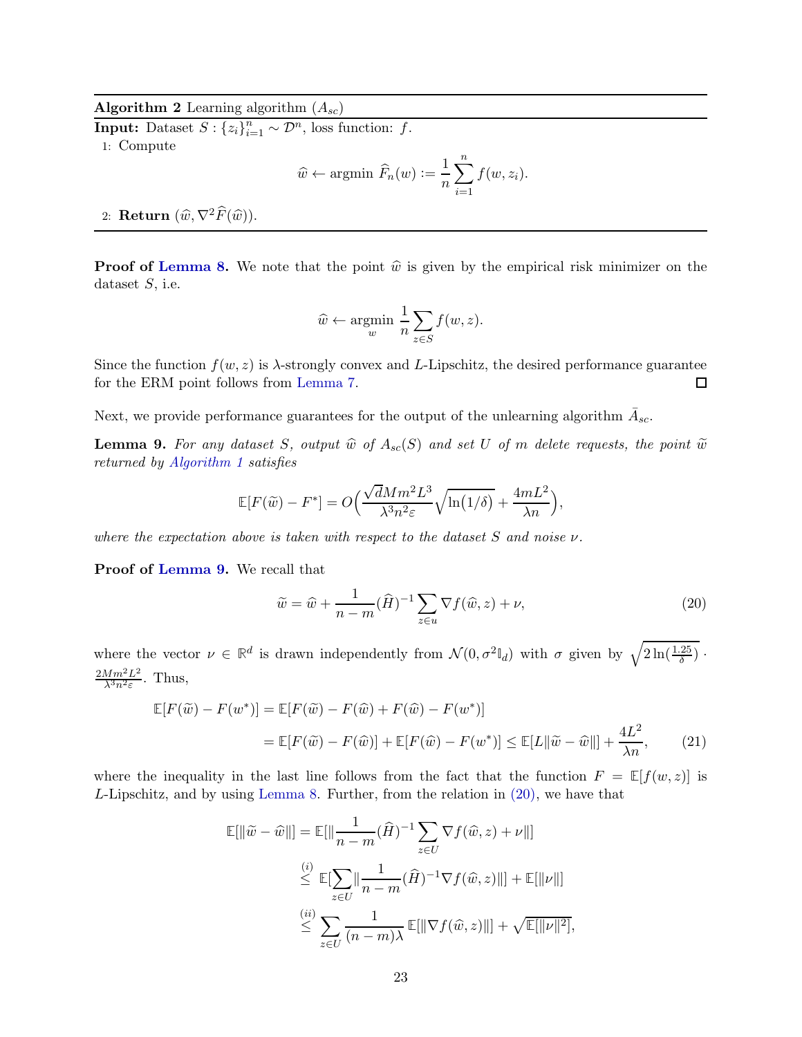**Algorithm 2** Learning algorithm ($A_{sc}$)

**Input:** Dataset $S : \{z_i\}_{i=1}^n \sim \mathcal{D}^n$, loss function: $f$.

1: Compute
$$\widehat{w} \leftarrow \text{argmin } \widehat{F}_n(w) := \frac{1}{n}\sum_{i=1}^{n} f(w, z_i).$$

2: **Return** $(\widehat{w}, \nabla^2 \widehat{F}(\widehat{w}))$.

**Proof of Lemma 8.** We note that the point $\widehat{w}$ is given by the empirical risk minimizer on the dataset $S$, i.e.

$$\widehat{w} \leftarrow \underset{w}{\text{argmin}} \frac{1}{n}\sum_{z \in S} f(w, z).$$

Since the function $f(w, z)$ is $\lambda$-strongly convex and $L$-Lipschitz, the desired performance guarantee for the ERM point follows from Lemma 7. $\square$

Next, we provide performance guarantees for the output of the unlearning algorithm $\bar{A}_{sc}$.

**Lemma 9.** *For any dataset $S$, output $\widehat{w}$ of $A_{sc}(S)$ and set $U$ of $m$ delete requests, the point $\widetilde{w}$ returned by Algorithm 1 satisfies*

$$\mathbb{E}[F(\widetilde{w}) - F^*] = O\Big(\frac{\sqrt{d}Mm^2L^3}{\lambda^3 n^2 \varepsilon}\sqrt{\ln(1/\delta)} + \frac{4mL^2}{\lambda n}\Big),$$

*where the expectation above is taken with respect to the dataset $S$ and noise $\nu$.*

**Proof of Lemma 9.** We recall that

$$\widetilde{w} = \widehat{w} + \frac{1}{n-m}(\widehat{H})^{-1}\sum_{z \in u} \nabla f(\widehat{w}, z) + \nu, \tag{20}$$

where the vector $\nu \in \mathbb{R}^d$ is drawn independently from $\mathcal{N}(0, \sigma^2 \mathbb{I}_d)$ with $\sigma$ given by $\sqrt{2\ln(\frac{1.25}{\delta})} \cdot \frac{2Mm^2L^2}{\lambda^3 n^2 \varepsilon}$. Thus,

$$\begin{aligned}
\mathbb{E}[F(\widetilde{w}) - F(w^*)] &= \mathbb{E}[F(\widetilde{w}) - F(\widehat{w}) + F(\widehat{w}) - F(w^*)] \\
&= \mathbb{E}[F(\widetilde{w}) - F(\widehat{w})] + \mathbb{E}[F(\widehat{w}) - F(w^*)] \leq \mathbb{E}[L\|\widetilde{w} - \widehat{w}\|] + \frac{4L^2}{\lambda n},
\end{aligned} \tag{21}$$

where the inequality in the last line follows from the fact that the function $F = \mathbb{E}[f(w, z)]$ is $L$-Lipschitz, and by using Lemma 8. Further, from the relation in (20), we have that

$$\begin{aligned}
\mathbb{E}[\|\widetilde{w} - \widehat{w}\|] &= \mathbb{E}[\|\frac{1}{n-m}(\widehat{H})^{-1}\sum_{z \in U} \nabla f(\widehat{w}, z) + \nu\|] \\
&\overset{(i)}{\leq} \mathbb{E}[\sum_{z \in U}\|\frac{1}{n-m}(\widehat{H})^{-1}\nabla f(\widehat{w}, z)\|] + \mathbb{E}[\|\nu\|] \\
&\overset{(ii)}{\leq} \sum_{z \in U}\frac{1}{(n-m)\lambda}\,\mathbb{E}[\|\nabla f(\widehat{w}, z)\|] + \sqrt{\mathbb{E}[\|\nu\|^2]},
\end{aligned}$$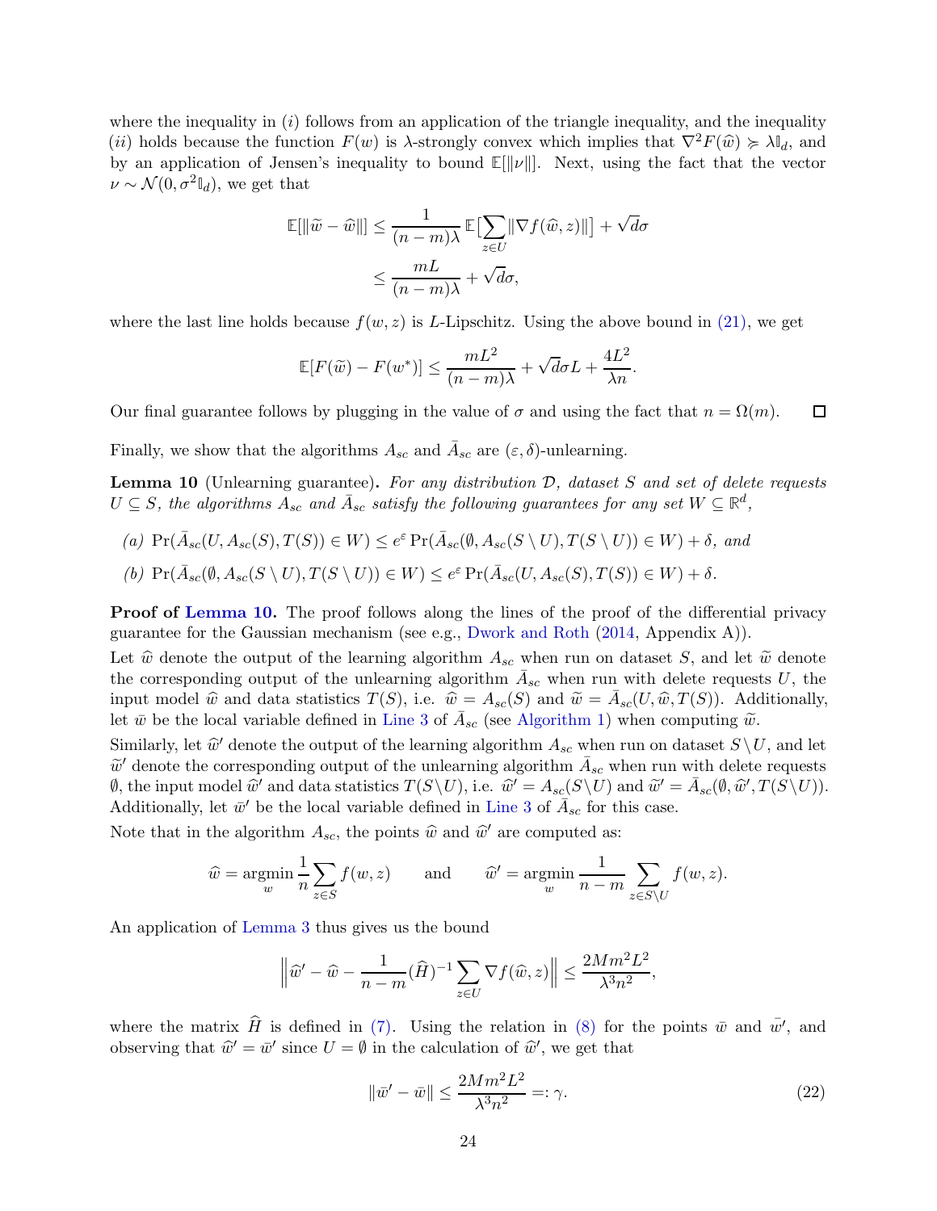where the inequality in $(i)$ follows from an application of the triangle inequality, and the inequality $(ii)$ holds because the function $F(w)$ is $\lambda$-strongly convex which implies that $\nabla^2 F(\widehat{w}) \succcurlyeq \lambda \mathbb{I}_d$, and by an application of Jensen's inequality to bound $\mathbb{E}[\|\nu\|]$. Next, using the fact that the vector $\nu \sim \mathcal{N}(0, \sigma^2 \mathbb{I}_d)$, we get that

$$
\begin{aligned}
\mathbb{E}[\|\widetilde{w} - \widehat{w}\|] &\leq \frac{1}{(n-m)\lambda} \mathbb{E}\big[\sum_{z \in U} \|\nabla f(\widehat{w}, z)\|\big] + \sqrt{d}\sigma \\
&\leq \frac{mL}{(n-m)\lambda} + \sqrt{d}\sigma,
\end{aligned}
$$

where the last line holds because $f(w, z)$ is $L$-Lipschitz. Using the above bound in (21), we get

$$
\mathbb{E}[F(\widetilde{w}) - F(w^*)] \leq \frac{mL^2}{(n-m)\lambda} + \sqrt{d}\sigma L + \frac{4L^2}{\lambda n}.
$$

Our final guarantee follows by plugging in the value of $\sigma$ and using the fact that $n = \Omega(m)$. ◻

Finally, we show that the algorithms $A_{sc}$ and $\bar{A}_{sc}$ are $(\varepsilon, \delta)$-unlearning.

**Lemma 10** (Unlearning guarantee)**.** *For any distribution $\mathcal{D}$, dataset $S$ and set of delete requests $U \subseteq S$, the algorithms $A_{sc}$ and $\bar{A}_{sc}$ satisfy the following guarantees for any set $W \subseteq \mathbb{R}^d$,*

*(a)* $\Pr(\bar{A}_{sc}(U, A_{sc}(S), T(S)) \in W) \leq e^{\varepsilon} \Pr(\bar{A}_{sc}(\emptyset, A_{sc}(S \setminus U), T(S \setminus U)) \in W) + \delta$, *and*

*(b)* $\Pr(\bar{A}_{sc}(\emptyset, A_{sc}(S \setminus U), T(S \setminus U)) \in W) \leq e^{\varepsilon} \Pr(\bar{A}_{sc}(U, A_{sc}(S), T(S)) \in W) + \delta$.

**Proof of Lemma 10.** The proof follows along the lines of the proof of the differential privacy guarantee for the Gaussian mechanism (see e.g., Dwork and Roth (2014, Appendix A)).

Let $\widehat{w}$ denote the output of the learning algorithm $A_{sc}$ when run on dataset $S$, and let $\widetilde{w}$ denote the corresponding output of the unlearning algorithm $\bar{A}_{sc}$ when run with delete requests $U$, the input model $\widehat{w}$ and data statistics $T(S)$, i.e. $\widehat{w} = A_{sc}(S)$ and $\widetilde{w} = \bar{A}_{sc}(U, \widehat{w}, T(S))$. Additionally, let $\bar{w}$ be the local variable defined in Line 3 of $\bar{A}_{sc}$ (see Algorithm 1) when computing $\widetilde{w}$.

Similarly, let $\widehat{w}'$ denote the output of the learning algorithm $A_{sc}$ when run on dataset $S \setminus U$, and let $\widetilde{w}'$ denote the corresponding output of the unlearning algorithm $\bar{A}_{sc}$ when run with delete requests $\emptyset$, the input model $\widehat{w}'$ and data statistics $T(S \setminus U)$, i.e. $\widehat{w}' = A_{sc}(S \setminus U)$ and $\widetilde{w}' = \bar{A}_{sc}(\emptyset, \widehat{w}', T(S \setminus U))$. Additionally, let $\bar{w}'$ be the local variable defined in Line 3 of $\bar{A}_{sc}$ for this case.

Note that in the algorithm $A_{sc}$, the points $\widehat{w}$ and $\widehat{w}'$ are computed as:

$$
\widehat{w} = \operatorname*{argmin}_w \frac{1}{n} \sum_{z \in S} f(w, z) \qquad \text{and} \qquad \widehat{w}' = \operatorname*{argmin}_w \frac{1}{n-m} \sum_{z \in S \setminus U} f(w, z).
$$

An application of Lemma 3 thus gives us the bound

$$
\Big\| \widehat{w}' - \widehat{w} - \frac{1}{n-m} (\widehat{H})^{-1} \sum_{z \in U} \nabla f(\widehat{w}, z) \Big\| \leq \frac{2Mm^2L^2}{\lambda^3 n^2},
$$

where the matrix $\widehat{H}$ is defined in (7). Using the relation in (8) for the points $\bar{w}$ and $\bar{w}'$, and observing that $\widehat{w}' = \bar{w}'$ since $U = \emptyset$ in the calculation of $\widehat{w}'$, we get that

$$
\|\bar{w}' - \bar{w}\| \leq \frac{2Mm^2L^2}{\lambda^3 n^2} =: \gamma. \tag{22}
$$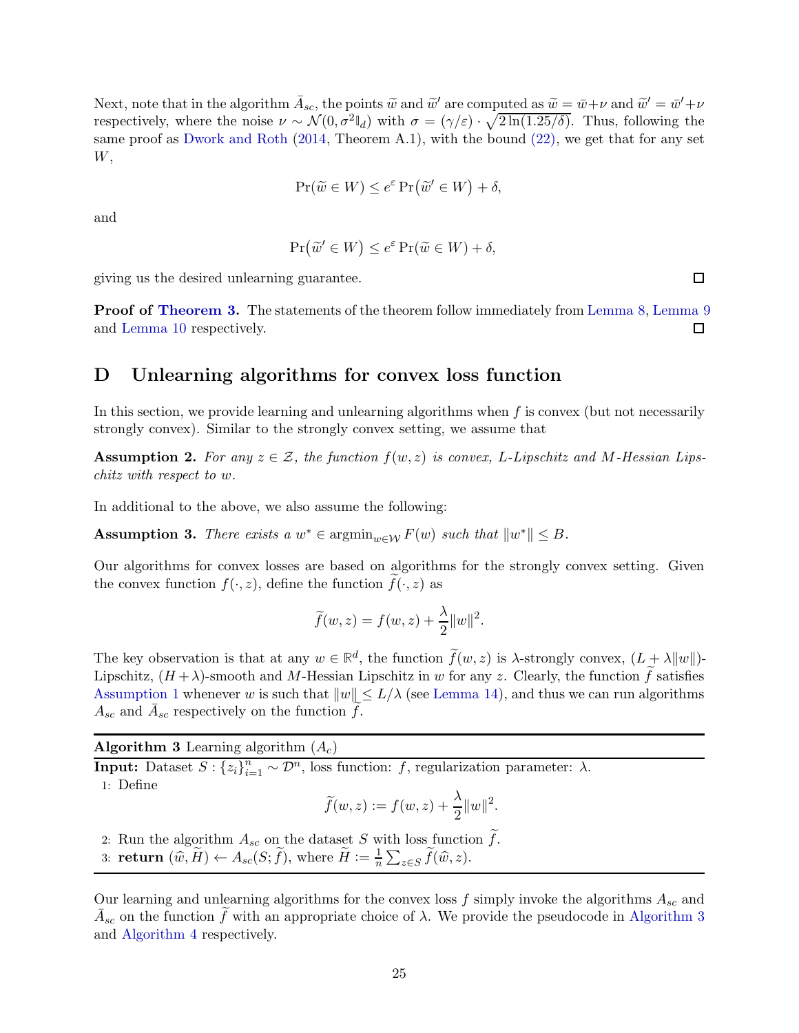Next, note that in the algorithm $\bar{A}_{sc}$, the points $\widetilde{w}$ and $\widetilde{w}'$ are computed as $\widetilde{w} = \bar{w} + \nu$ and $\widetilde{w}' = \bar{w}' + \nu$ respectively, where the noise $\nu \sim \mathcal{N}(0, \sigma^2 \mathbb{I}_d)$ with $\sigma = (\gamma/\varepsilon) \cdot \sqrt{2\ln(1.25/\delta)}$. Thus, following the same proof as Dwork and Roth (2014, Theorem A.1), with the bound (22), we get that for any set $W$,

$$\Pr(\widetilde{w} \in W) \leq e^{\varepsilon} \Pr\big(\widetilde{w}' \in W\big) + \delta,$$

and

$$\Pr\big(\widetilde{w}' \in W\big) \leq e^{\varepsilon} \Pr(\widetilde{w} \in W) + \delta,$$

giving us the desired unlearning guarantee. ◻

**Proof of Theorem 3.** The statements of the theorem follow immediately from Lemma 8, Lemma 9 and Lemma 10 respectively. ◻

# D Unlearning algorithms for convex loss function

In this section, we provide learning and unlearning algorithms when $f$ is convex (but not necessarily strongly convex). Similar to the strongly convex setting, we assume that

**Assumption 2.** *For any $z \in \mathcal{Z}$, the function $f(w, z)$ is convex, $L$-Lipschitz and $M$-Hessian Lipschitz with respect to $w$.*

In additional to the above, we also assume the following:

**Assumption 3.** *There exists a $w^* \in \operatorname{argmin}_{w \in \mathcal{W}} F(w)$ such that $\|w^*\| \leq B$.*

Our algorithms for convex losses are based on algorithms for the strongly convex setting. Given the convex function $f(\cdot, z)$, define the function $\widetilde{f}(\cdot, z)$ as

$$\widetilde{f}(w, z) = f(w, z) + \frac{\lambda}{2}\|w\|^2.$$

The key observation is that at any $w \in \mathbb{R}^d$, the function $\widetilde{f}(w, z)$ is $\lambda$-strongly convex, $(L + \lambda\|w\|)$-Lipschitz, $(H + \lambda)$-smooth and $M$-Hessian Lipschitz in $w$ for any $z$. Clearly, the function $\widetilde{f}$ satisfies Assumption 1 whenever $w$ is such that $\|w\| \leq L/\lambda$ (see Lemma 14), and thus we can run algorithms $A_{sc}$ and $\bar{A}_{sc}$ respectively on the function $\widetilde{f}$.

---

**Algorithm 3** Learning algorithm ($A_c$)

---

**Input:** Dataset $S : \{z_i\}_{i=1}^n \sim \mathcal{D}^n$, loss function: $f$, regularization parameter: $\lambda$.

1: Define
$$\widetilde{f}(w, z) := f(w, z) + \frac{\lambda}{2}\|w\|^2.$$
2: Run the algorithm $A_{sc}$ on the dataset $S$ with loss function $\widetilde{f}$.

3: **return** $(\widehat{w}, \widetilde{H}) \leftarrow A_{sc}(S; \widetilde{f})$, where $\widetilde{H} := \frac{1}{n}\sum_{z \in S} \widetilde{f}(\widehat{w}, z)$.

---

Our learning and unlearning algorithms for the convex loss $f$ simply invoke the algorithms $A_{sc}$ and $\bar{A}_{sc}$ on the function $\widetilde{f}$ with an appropriate choice of $\lambda$. We provide the pseudocode in Algorithm 3 and Algorithm 4 respectively.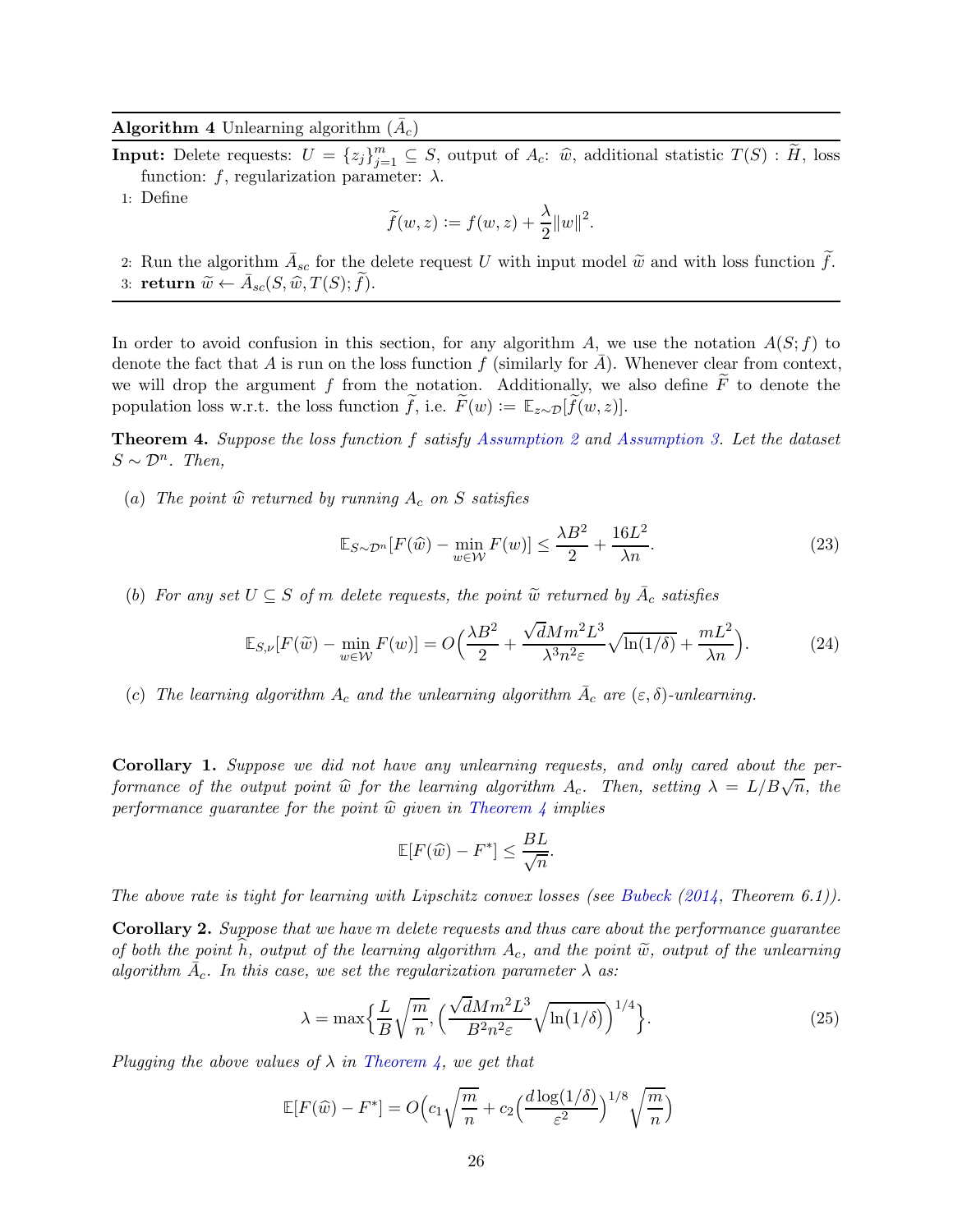**Algorithm 4** Unlearning algorithm ($\bar{A}_c$)

**Input:** Delete requests: $U = \{z_j\}_{j=1}^m \subseteq S$, output of $A_c$: $\widehat{w}$, additional statistic $T(S)$ : $\widetilde{H}$, loss function: $f$, regularization parameter: $\lambda$.

1: Define
$$\widetilde{f}(w, z) := f(w, z) + \frac{\lambda}{2}\|w\|^2.$$

2: Run the algorithm $\bar{A}_{sc}$ for the delete request $U$ with input model $\widetilde{w}$ and with loss function $\widetilde{f}$.

3: **return** $\widetilde{w} \leftarrow \bar{A}_{sc}(S, \widehat{w}, T(S); \widetilde{f})$.

In order to avoid confusion in this section, for any algorithm $A$, we use the notation $A(S; f)$ to denote the fact that $A$ is run on the loss function $f$ (similarly for $\bar{A}$). Whenever clear from context, we will drop the argument $f$ from the notation. Additionally, we also define $\widetilde{F}$ to denote the population loss w.r.t. the loss function $\widetilde{f}$, i.e. $\widetilde{F}(w) := \mathbb{E}_{z\sim\mathcal{D}}[\widetilde{f}(w, z)]$.

**Theorem 4.** *Suppose the loss function $f$ satisfy Assumption 2 and Assumption 3. Let the dataset $S \sim \mathcal{D}^n$. Then,*

(a) *The point $\widehat{w}$ returned by running $A_c$ on $S$ satisfies*
$$\mathbb{E}_{S\sim\mathcal{D}^n}[F(\widehat{w}) - \min_{w\in\mathcal{W}} F(w)] \leq \frac{\lambda B^2}{2} + \frac{16L^2}{\lambda n}. \tag{23}$$

(b) *For any set $U \subseteq S$ of $m$ delete requests, the point $\widetilde{w}$ returned by $\bar{A}_c$ satisfies*
$$\mathbb{E}_{S,\nu}[F(\widetilde{w}) - \min_{w\in\mathcal{W}} F(w)] = O\Big(\frac{\lambda B^2}{2} + \frac{\sqrt{d}Mm^2L^3}{\lambda^3 n^2\varepsilon}\sqrt{\ln(1/\delta)} + \frac{mL^2}{\lambda n}\Big). \tag{24}$$

(c) *The learning algorithm $A_c$ and the unlearning algorithm $\bar{A}_c$ are $(\varepsilon, \delta)$-unlearning.*

**Corollary 1.** *Suppose we did not have any unlearning requests, and only cared about the performance of the output point $\widehat{w}$ for the learning algorithm $A_c$. Then, setting $\lambda = L/B\sqrt{n}$, the performance guarantee for the point $\widehat{w}$ given in Theorem 4 implies*
$$\mathbb{E}[F(\widehat{w}) - F^*] \leq \frac{BL}{\sqrt{n}}.$$
*The above rate is tight for learning with Lipschitz convex losses (see Bubeck (2014, Theorem 6.1)).*

**Corollary 2.** *Suppose that we have m delete requests and thus care about the performance guarantee of both the point $\widehat{h}$, output of the learning algorithm $A_c$, and the point $\widetilde{w}$, output of the unlearning algorithm $\bar{A}_c$. In this case, we set the regularization parameter $\lambda$ as:*
$$\lambda = \max\Big\{\frac{L}{B}\sqrt{\frac{m}{n}}, \Big(\frac{\sqrt{d}Mm^2L^3}{B^2n^2\varepsilon}\sqrt{\ln\big(1/\delta\big)}\Big)^{1/4}\Big\}. \tag{25}$$
*Plugging the above values of $\lambda$ in Theorem 4, we get that*
$$\mathbb{E}[F(\widehat{w}) - F^*] = O\Big(c_1\sqrt{\frac{m}{n}} + c_2\Big(\frac{d\log(1/\delta)}{\varepsilon^2}\Big)^{1/8}\sqrt{\frac{m}{n}}\Big)$$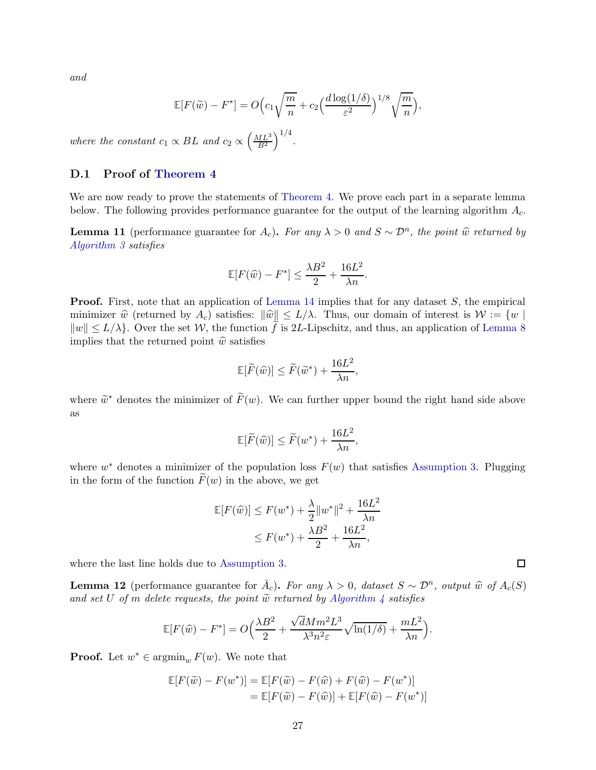*and*

$$\mathbb{E}[F(\widetilde{w}) - F^*] = O\Big(c_1\sqrt{\frac{m}{n}} + c_2\Big(\frac{d\log(1/\delta)}{\varepsilon^2}\Big)^{1/8}\sqrt{\frac{m}{n}}\Big),$$

*where the constant* $c_1 \propto BL$ *and* $c_2 \propto \left(\frac{ML^3}{B^2}\right)^{1/4}$.

## D.1 Proof of Theorem 4

We are now ready to prove the statements of Theorem 4. We prove each part in a separate lemma below. The following provides performance guarantee for the output of the learning algorithm $A_c$.

**Lemma 11** (performance guarantee for $A_c$)**.** *For any* $\lambda > 0$ *and* $S \sim \mathcal{D}^n$*, the point* $\widehat{w}$ *returned by Algorithm 3 satisfies*

$$\mathbb{E}[F(\widehat{w}) - F^*] \leq \frac{\lambda B^2}{2} + \frac{16L^2}{\lambda n}.$$

**Proof.** First, note that an application of Lemma 14 implies that for any dataset $S$, the empirical minimizer $\widehat{w}$ (returned by $A_c$) satisfies: $\|\widehat{w}\| \leq L/\lambda$. Thus, our domain of interest is $\mathcal{W} := \{w \mid \|w\| \leq L/\lambda\}$. Over the set $\mathcal{W}$, the function $\widetilde{f}$ is $2L$-Lipschitz, and thus, an application of Lemma 8 implies that the returned point $\widehat{w}$ satisfies

$$\mathbb{E}[\widetilde{F}(\widehat{w})] \leq \widetilde{F}(\widetilde{w}^*) + \frac{16L^2}{\lambda n},$$

where $\widetilde{w}^*$ denotes the minimizer of $\widetilde{F}(w)$. We can further upper bound the right hand side above as

$$\mathbb{E}[\widetilde{F}(\widehat{w})] \leq \widetilde{F}(w^*) + \frac{16L^2}{\lambda n},$$

where $w^*$ denotes a minimizer of the population loss $F(w)$ that satisfies Assumption 3. Plugging in the form of the function $\widetilde{F}(w)$ in the above, we get

$$\begin{aligned}\mathbb{E}[F(\widehat{w})] &\leq F(w^*) + \frac{\lambda}{2}\|w^*\|^2 + \frac{16L^2}{\lambda n} \\ &\leq F(w^*) + \frac{\lambda B^2}{2} + \frac{16L^2}{\lambda n},\end{aligned}$$

where the last line holds due to Assumption 3. ∎

**Lemma 12** (performance guarantee for $\bar{A}_c$)**.** *For any* $\lambda > 0$*, dataset* $S \sim \mathcal{D}^n$*, output* $\widehat{w}$ *of* $A_c(S)$ *and set* $U$ *of* $m$ *delete requests, the point* $\widetilde{w}$ *returned by Algorithm 4 satisfies*

$$\mathbb{E}[F(\widehat{w}) - F^*] = O\Big(\frac{\lambda B^2}{2} + \frac{\sqrt{d}Mm^2L^3}{\lambda^3 n^2 \varepsilon}\sqrt{\ln(1/\delta)} + \frac{mL^2}{\lambda n}\Big).$$

**Proof.** Let $w^* \in \operatorname{argmin}_w F(w)$. We note that

$$\begin{aligned}\mathbb{E}[F(\widetilde{w}) - F(w^*)] &= \mathbb{E}[F(\widetilde{w}) - F(\widehat{w}) + F(\widehat{w}) - F(w^*)] \\ &= \mathbb{E}[F(\widetilde{w}) - F(\widehat{w})] + \mathbb{E}[F(\widehat{w}) - F(w^*)]\end{aligned}$$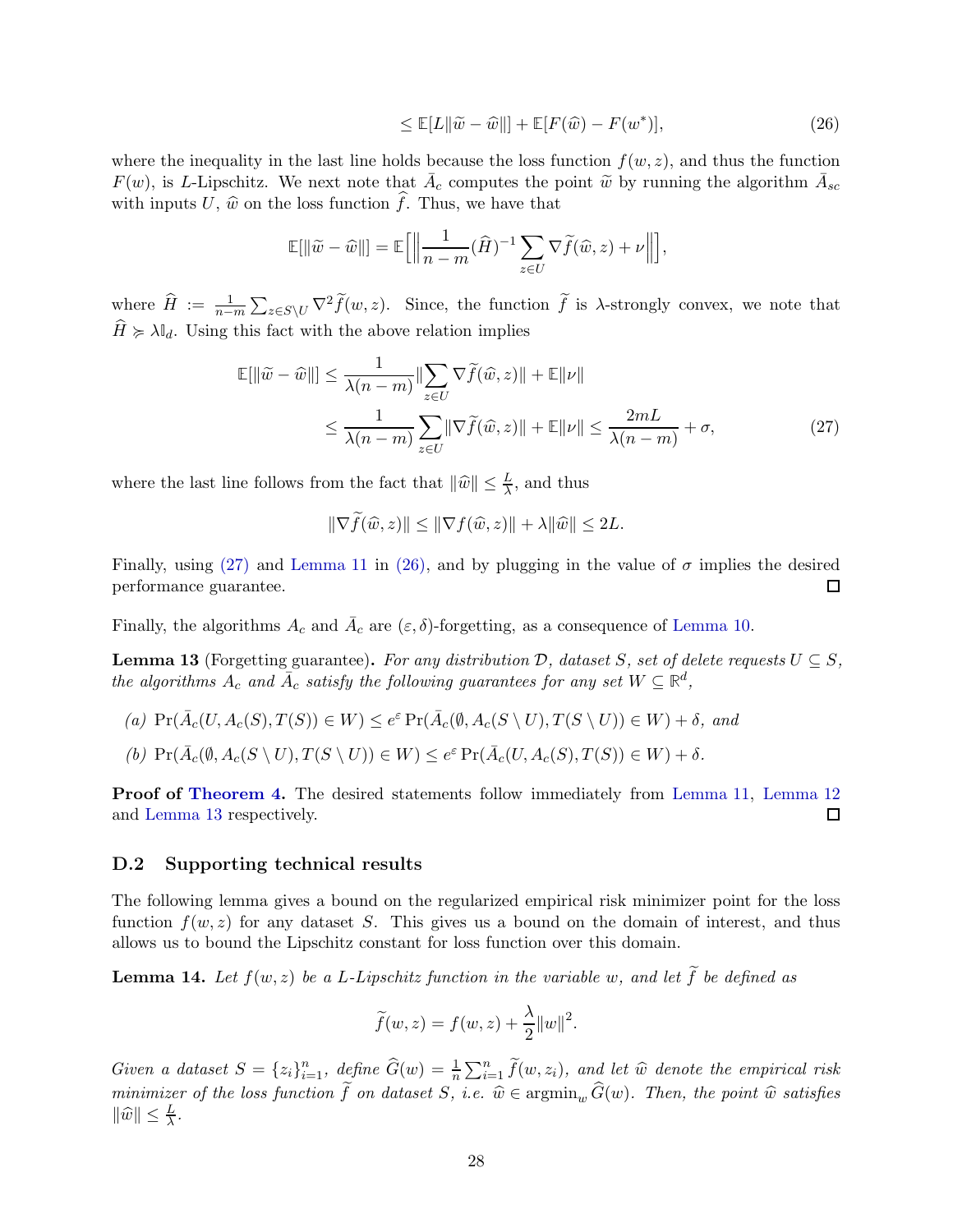$$\leq \mathbb{E}[L\|\widetilde{w} - \widehat{w}\|] + \mathbb{E}[F(\widehat{w}) - F(w^*)], \tag{26}$$

where the inequality in the last line holds because the loss function $f(w,z)$, and thus the function $F(w)$, is $L$-Lipschitz. We next note that $\bar{A}_c$ computes the point $\widetilde{w}$ by running the algorithm $\bar{A}_{sc}$ with inputs $U$, $\widehat{w}$ on the loss function $\widehat{f}$. Thus, we have that

$$\mathbb{E}[\|\widetilde{w} - \widehat{w}\|] = \mathbb{E}\Big[\Big\|\frac{1}{n-m}(\widehat{H})^{-1}\sum_{z \in U} \nabla \widetilde{f}(\widehat{w}, z) + \nu\Big\|\Big],$$

where $\widehat{H} := \frac{1}{n-m}\sum_{z \in S \setminus U} \nabla^2 \widetilde{f}(w, z)$. Since, the function $\widetilde{f}$ is $\lambda$-strongly convex, we note that $\widehat{H} \succcurlyeq \lambda \mathbb{I}_d$. Using this fact with the above relation implies

$$\begin{aligned}
\mathbb{E}[\|\widetilde{w} - \widehat{w}\|] &\leq \frac{1}{\lambda(n-m)}\|\sum_{z \in U} \nabla \widetilde{f}(\widehat{w}, z)\| + \mathbb{E}\|\nu\| \\
&\leq \frac{1}{\lambda(n-m)}\sum_{z \in U}\|\nabla \widetilde{f}(\widehat{w}, z)\| + \mathbb{E}\|\nu\| \leq \frac{2mL}{\lambda(n-m)} + \sigma,
\end{aligned} \tag{27}$$

where the last line follows from the fact that $\|\widehat{w}\| \leq \frac{L}{\lambda}$, and thus

$$\|\nabla \widetilde{f}(\widehat{w}, z)\| \leq \|\nabla f(\widehat{w}, z)\| + \lambda\|\widehat{w}\| \leq 2L.$$

Finally, using (27) and Lemma 11 in (26), and by plugging in the value of $\sigma$ implies the desired performance guarantee. □

Finally, the algorithms $A_c$ and $\bar{A}_c$ are $(\varepsilon, \delta)$-forgetting, as a consequence of Lemma 10.

**Lemma 13** (Forgetting guarantee)**.** *For any distribution $\mathcal{D}$, dataset $S$, set of delete requests $U \subseteq S$, the algorithms $A_c$ and $\bar{A}_c$ satisfy the following guarantees for any set $W \subseteq \mathbb{R}^d$,*

*(a)* $\Pr(\bar{A}_c(U, A_c(S), T(S)) \in W) \leq e^{\varepsilon}\Pr(\bar{A}_c(\emptyset, A_c(S \setminus U), T(S \setminus U)) \in W) + \delta$, *and*

*(b)* $\Pr(\bar{A}_c(\emptyset, A_c(S \setminus U), T(S \setminus U)) \in W) \leq e^{\varepsilon}\Pr(\bar{A}_c(U, A_c(S), T(S)) \in W) + \delta$.

**Proof of Theorem 4.** The desired statements follow immediately from Lemma 11, Lemma 12 and Lemma 13 respectively. □

## D.2 Supporting technical results

The following lemma gives a bound on the regularized empirical risk minimizer point for the loss function $f(w,z)$ for any dataset $S$. This gives us a bound on the domain of interest, and thus allows us to bound the Lipschitz constant for loss function over this domain.

**Lemma 14.** *Let $f(w,z)$ be a $L$-Lipschitz function in the variable $w$, and let $\widetilde{f}$ be defined as*

$$\widetilde{f}(w, z) = f(w, z) + \frac{\lambda}{2}\|w\|^2.$$

*Given a dataset $S = \{z_i\}_{i=1}^n$, define $\widehat{G}(w) = \frac{1}{n}\sum_{i=1}^n \widetilde{f}(w, z_i)$, and let $\widehat{w}$ denote the empirical risk minimizer of the loss function $\widetilde{f}$ on dataset $S$, i.e. $\widehat{w} \in \operatorname{argmin}_w \widehat{G}(w)$. Then, the point $\widehat{w}$ satisfies $\|\widehat{w}\| \leq \frac{L}{\lambda}$.*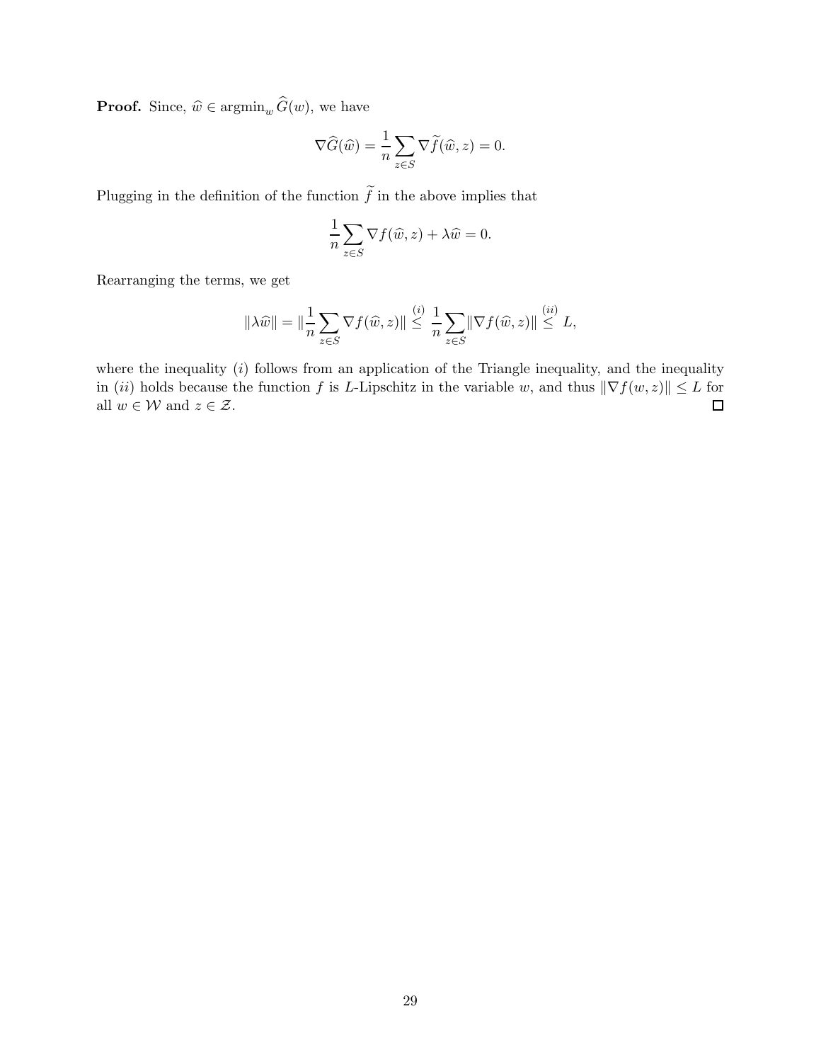**Proof.** Since, $\widehat{w} \in \operatorname{argmin}_w \widehat{G}(w)$, we have

$$\nabla \widehat{G}(\widehat{w}) = \frac{1}{n} \sum_{z \in S} \nabla \widetilde{f}(\widehat{w}, z) = 0.$$

Plugging in the definition of the function $\widetilde{f}$ in the above implies that

$$\frac{1}{n} \sum_{z \in S} \nabla f(\widehat{w}, z) + \lambda \widehat{w} = 0.$$

Rearranging the terms, we get

$$\|\lambda \widehat{w}\| = \|\frac{1}{n} \sum_{z \in S} \nabla f(\widehat{w}, z)\| \overset{(i)}{\leq} \frac{1}{n} \sum_{z \in S} \|\nabla f(\widehat{w}, z)\| \overset{(ii)}{\leq} L,$$

where the inequality $(i)$ follows from an application of the Triangle inequality, and the inequality in $(ii)$ holds because the function $f$ is $L$-Lipschitz in the variable $w$, and thus $\|\nabla f(w, z)\| \leq L$ for all $w \in \mathcal{W}$ and $z \in \mathcal{Z}$. $\square$